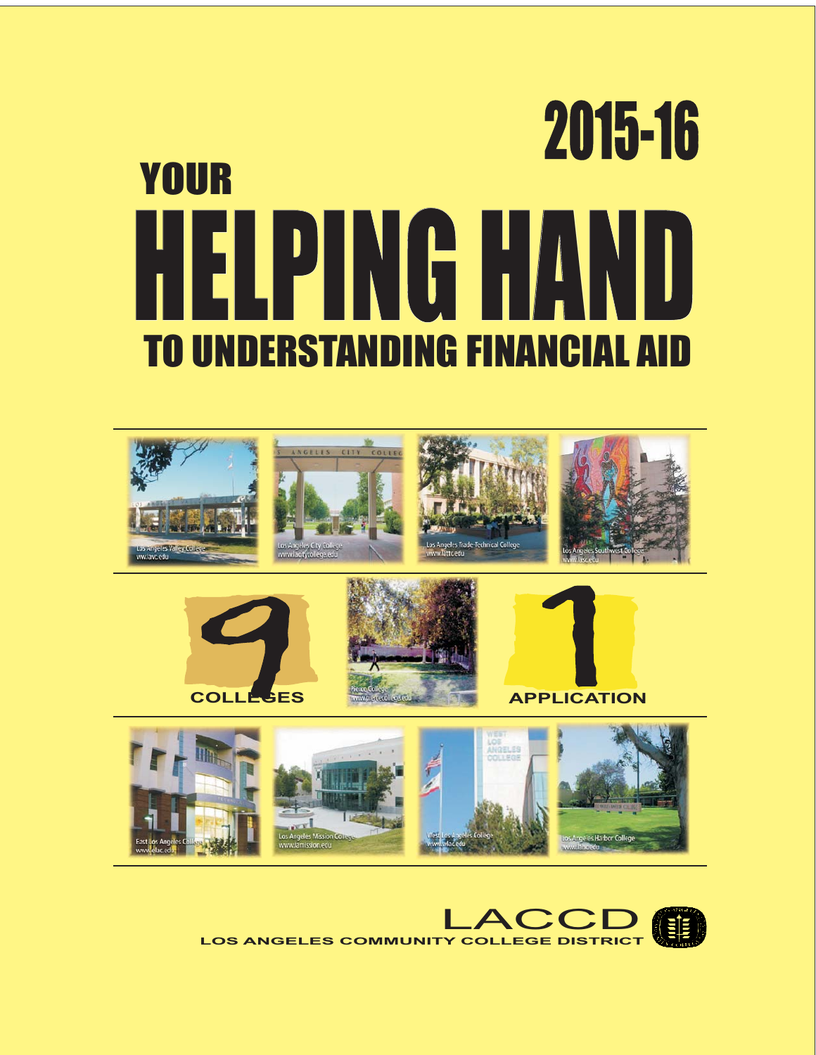# 2015-16

# YOUR HELPING HAND TO UNDERSTANDING FINANCIAL AID

Los Angeles Valley College
ww.lavc.edu

Los Angeles City College
www.lacitycollege.edu

Los Angeles Trade-Technical College
www.lattc.edu

Los Angeles Southwest College
www.lasc.edu

9 COLLEGES

Pierce College
www.piercecollege.edu

1 APPLICATION

East Los Angeles College
www.elac.edu

Los Angeles Mission College
www.lamission.edu

West Los Angeles College
www.wlac.edu

Los Angeles Harbor College
www.lahc.edu

LACCD
LOS ANGELES COMMUNITY COLLEGE DISTRICT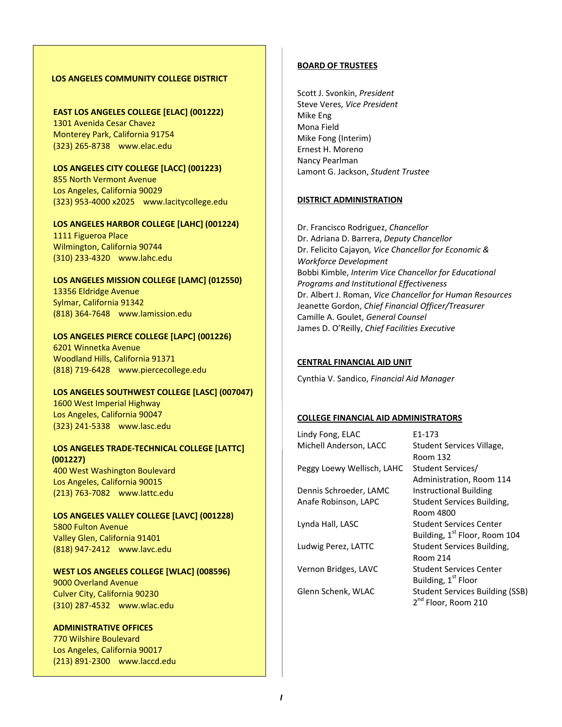## LOS ANGELES COMMUNITY COLLEGE DISTRICT

**EAST LOS ANGELES COLLEGE [ELAC] (001222)**
1301 Avenida Cesar Chavez
Monterey Park, California 91754
(323) 265-8738 www.elac.edu

**LOS ANGELES CITY COLLEGE [LACC] (001223)**
855 North Vermont Avenue
Los Angeles, California 90029
(323) 953-4000 x2025 www.lacitycollege.edu

**LOS ANGELES HARBOR COLLEGE [LAHC] (001224)**
1111 Figueroa Place
Wilmington, California 90744
(310) 233-4320 www.lahc.edu

**LOS ANGELES MISSION COLLEGE [LAMC] (012550)**
13356 Eldridge Avenue
Sylmar, California 91342
(818) 364-7648 www.lamission.edu

**LOS ANGELES PIERCE COLLEGE [LAPC] (001226)**
6201 Winnetka Avenue
Woodland Hills, California 91371
(818) 719-6428 www.piercecollege.edu

**LOS ANGELES SOUTHWEST COLLEGE [LASC] (007047)**
1600 West Imperial Highway
Los Angeles, California 90047
(323) 241-5338 www.lasc.edu

**LOS ANGELES TRADE-TECHNICAL COLLEGE [LATTC] (001227)**
400 West Washington Boulevard
Los Angeles, California 90015
(213) 763-7082 www.lattc.edu

**LOS ANGELES VALLEY COLLEGE [LAVC] (001228)**
5800 Fulton Avenue
Valley Glen, California 91401
(818) 947-2412 www.lavc.edu

**WEST LOS ANGELES COLLEGE [WLAC] (008596)**
9000 Overland Avenue
Culver City, California 90230
(310) 287-4532 www.wlac.edu

**ADMINISTRATIVE OFFICES**
770 Wilshire Boulevard
Los Angeles, California 90017
(213) 891-2300 www.laccd.edu

## BOARD OF TRUSTEES

Scott J. Svonkin, *President*
Steve Veres, *Vice President*
Mike Eng
Mona Field
Mike Fong (Interim)
Ernest H. Moreno
Nancy Pearlman
Lamont G. Jackson, *Student Trustee*

## DISTRICT ADMINISTRATION

Dr. Francisco Rodriguez, *Chancellor*
Dr. Adriana D. Barrera, *Deputy Chancellor*
Dr. Felicito Cajayon, *Vice Chancellor for Economic & Workforce Development*
Bobbi Kimble, *Interim Vice Chancellor for Educational Programs and Institutional Effectiveness*
Dr. Albert J. Roman, *Vice Chancellor for Human Resources*
Jeanette Gordon, *Chief Financial Officer/Treasurer*
Camille A. Goulet, *General Counsel*
James D. O'Reilly, *Chief Facilities Executive*

## CENTRAL FINANCIAL AID UNIT

Cynthia V. Sandico, *Financial Aid Manager*

## COLLEGE FINANCIAL AID ADMINISTRATORS

| | |
|---|---|
| Lindy Fong, ELAC | E1-173 |
| Michell Anderson, LACC | Student Services Village, Room 132 |
| Peggy Loewy Wellisch, LAHC | Student Services/ Administration, Room 114 |
| Dennis Schroeder, LAMC | Instructional Building |
| Anafe Robinson, LAPC | Student Services Building, Room 4800 |
| Lynda Hall, LASC | Student Services Center Building, 1st Floor, Room 104 |
| Ludwig Perez, LATTC | Student Services Building, Room 214 |
| Vernon Bridges, LAVC | Student Services Center Building, 1st Floor |
| Glenn Schenk, WLAC | Student Services Building (SSB) 2nd Floor, Room 210 |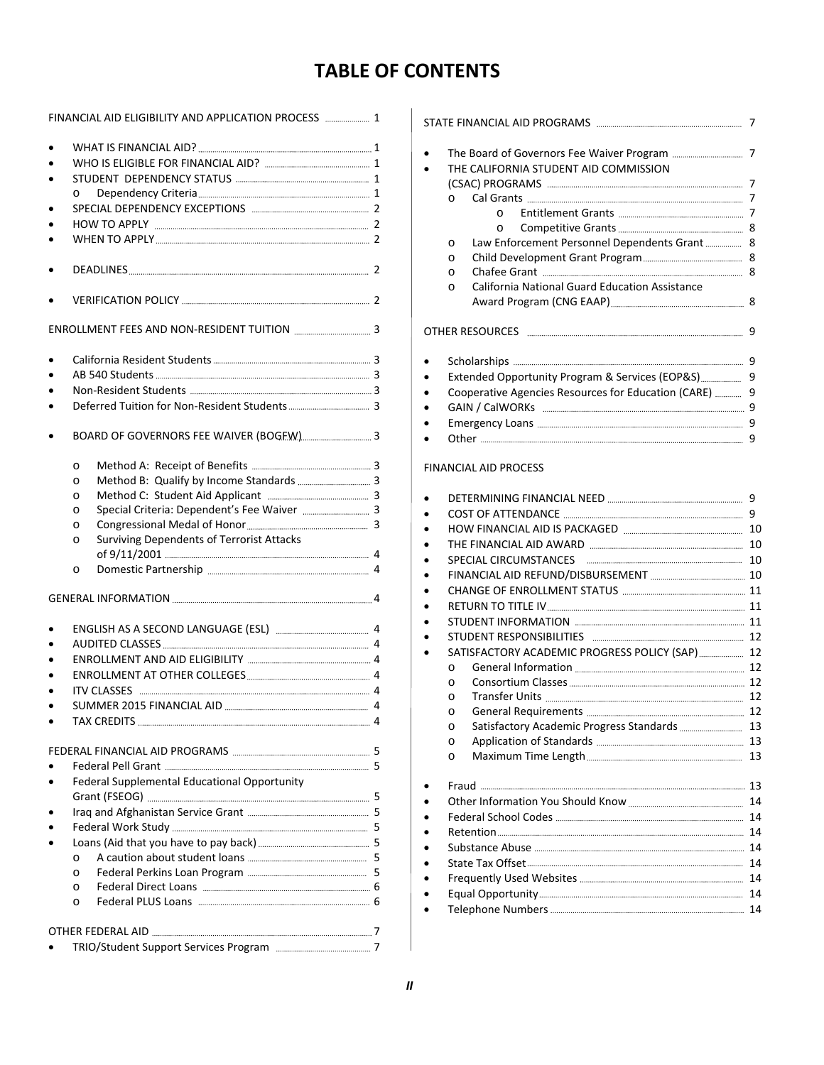# TABLE OF CONTENTS

FINANCIAL AID ELIGIBILITY AND APPLICATION PROCESS ... 1

- WHAT IS FINANCIAL AID? ... 1
- WHO IS ELIGIBLE FOR FINANCIAL AID? ... 1
- STUDENT DEPENDENCY STATUS ... 1
  - Dependency Criteria ... 1
- SPECIAL DEPENDENCY EXCEPTIONS ... 2
- HOW TO APPLY ... 2
- WHEN TO APPLY ... 2
- DEADLINES ... 2
- VERIFICATION POLICY ... 2

ENROLLMENT FEES AND NON-RESIDENT TUITION ... 3

- California Resident Students ... 3
- AB 540 Students ... 3
- Non-Resident Students ... 3
- Deferred Tuition for Non-Resident Students ... 3
- BOARD OF GOVERNORS FEE WAIVER (BOGFW) ... 3
  - Method A: Receipt of Benefits ... 3
  - Method B: Qualify by Income Standards ... 3
  - Method C: Student Aid Applicant ... 3
  - Special Criteria: Dependent's Fee Waiver ... 3
  - Congressional Medal of Honor ... 3
  - Surviving Dependents of Terrorist Attacks of 9/11/2001 ... 4
  - Domestic Partnership ... 4

GENERAL INFORMATION ... 4

- ENGLISH AS A SECOND LANGUAGE (ESL) ... 4
- AUDITED CLASSES ... 4
- ENROLLMENT AND AID ELIGIBILITY ... 4
- ENROLLMENT AT OTHER COLLEGES ... 4
- ITV CLASSES ... 4
- SUMMER 2015 FINANCIAL AID ... 4
- TAX CREDITS ... 4

FEDERAL FINANCIAL AID PROGRAMS ... 5

- Federal Pell Grant ... 5
- Federal Supplemental Educational Opportunity Grant (FSEOG) ... 5
- Iraq and Afghanistan Service Grant ... 5
- Federal Work Study ... 5
- Loans (Aid that you have to pay back) ... 5
  - A caution about student loans ... 5
  - Federal Perkins Loan Program ... 5
  - Federal Direct Loans ... 6
  - Federal PLUS Loans ... 6

OTHER FEDERAL AID ... 7

- TRIO/Student Support Services Program ... 7

STATE FINANCIAL AID PROGRAMS ... 7

- The Board of Governors Fee Waiver Program ... 7
- THE CALIFORNIA STUDENT AID COMMISSION (CSAC) PROGRAMS ... 7
  - Cal Grants ... 7
    - Entitlement Grants ... 7
    - Competitive Grants ... 8
  - Law Enforcement Personnel Dependents Grant ... 8
  - Child Development Grant Program ... 8
  - Chafee Grant ... 8
  - California National Guard Education Assistance Award Program (CNG EAAP) ... 8

OTHER RESOURCES ... 9

- Scholarships ... 9
- Extended Opportunity Program & Services (EOP&S) ... 9
- Cooperative Agencies Resources for Education (CARE) ... 9
- GAIN / CalWORKs ... 9
- Emergency Loans ... 9
- Other ... 9

FINANCIAL AID PROCESS

- DETERMINING FINANCIAL NEED ... 9
- COST OF ATTENDANCE ... 9
- HOW FINANCIAL AID IS PACKAGED ... 10
- THE FINANCIAL AID AWARD ... 10
- SPECIAL CIRCUMSTANCES ... 10
- FINANCIAL AID REFUND/DISBURSEMENT ... 10
- CHANGE OF ENROLLMENT STATUS ... 11
- RETURN TO TITLE IV ... 11
- STUDENT INFORMATION ... 11
- STUDENT RESPONSIBILITIES ... 12
- SATISFACTORY ACADEMIC PROGRESS POLICY (SAP) ... 12
  - General Information ... 12
  - Consortium Classes ... 12
  - Transfer Units ... 12
  - General Requirements ... 12
  - Satisfactory Academic Progress Standards ... 13
  - Application of Standards ... 13
  - Maximum Time Length ... 13
- Fraud ... 13
- Other Information You Should Know ... 14
- Federal School Codes ... 14
- Retention ... 14
- Substance Abuse ... 14
- State Tax Offset ... 14
- Frequently Used Websites ... 14
- Equal Opportunity ... 14
- Telephone Numbers ... 14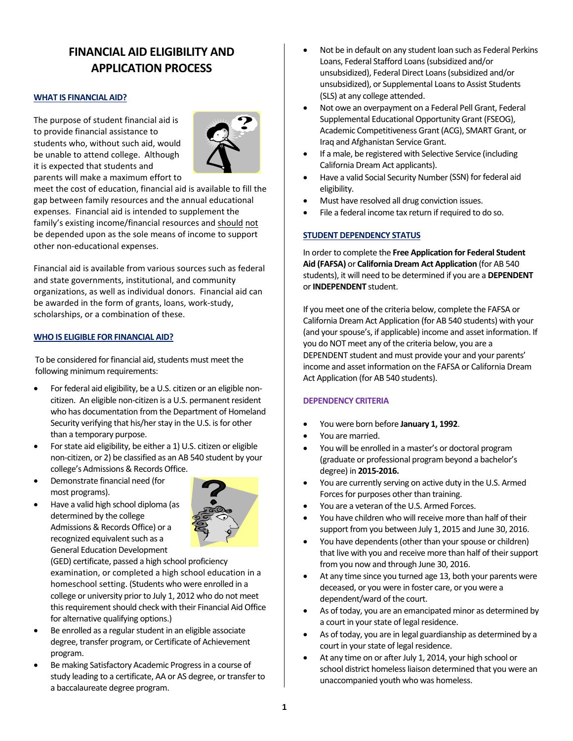# FINANCIAL AID ELIGIBILITY AND APPLICATION PROCESS

## WHAT IS FINANCIAL AID?

The purpose of student financial aid is to provide financial assistance to students who, without such aid, would be unable to attend college. Although it is expected that students and parents will make a maximum effort to meet the cost of education, financial aid is available to fill the gap between family resources and the annual educational expenses. Financial aid is intended to supplement the family's existing income/financial resources and should not be depended upon as the sole means of income to support other non-educational expenses.

Financial aid is available from various sources such as federal and state governments, institutional, and community organizations, as well as individual donors. Financial aid can be awarded in the form of grants, loans, work-study, scholarships, or a combination of these.

## WHO IS ELIGIBLE FOR FINANCIAL AID?

To be considered for financial aid, students must meet the following minimum requirements:

- For federal aid eligibility, be a U.S. citizen or an eligible non-citizen. An eligible non-citizen is a U.S. permanent resident who has documentation from the Department of Homeland Security verifying that his/her stay in the U.S. is for other than a temporary purpose.
- For state aid eligibility, be either a 1) U.S. citizen or eligible non-citizen, or 2) be classified as an AB 540 student by your college's Admissions & Records Office.
- Demonstrate financial need (for most programs).
- Have a valid high school diploma (as determined by the college Admissions & Records Office) or a recognized equivalent such as a General Education Development (GED) certificate, passed a high school proficiency examination, or completed a high school education in a homeschool setting. (Students who were enrolled in a college or university prior to July 1, 2012 who do not meet this requirement should check with their Financial Aid Office for alternative qualifying options.)
- Be enrolled as a regular student in an eligible associate degree, transfer program, or Certificate of Achievement program.
- Be making Satisfactory Academic Progress in a course of study leading to a certificate, AA or AS degree, or transfer to a baccalaureate degree program.
- Not be in default on any student loan such as Federal Perkins Loans, Federal Stafford Loans (subsidized and/or unsubsidized), Federal Direct Loans (subsidized and/or unsubsidized), or Supplemental Loans to Assist Students (SLS) at any college attended.
- Not owe an overpayment on a Federal Pell Grant, Federal Supplemental Educational Opportunity Grant (FSEOG), Academic Competitiveness Grant (ACG), SMART Grant, or Iraq and Afghanistan Service Grant.
- If a male, be registered with Selective Service (including California Dream Act applicants).
- Have a valid Social Security Number (SSN) for federal aid eligibility.
- Must have resolved all drug conviction issues.
- File a federal income tax return if required to do so.

## STUDENT DEPENDENCY STATUS

In order to complete the **Free Application for Federal Student Aid (FAFSA)** or **California Dream Act Application** (for AB 540 students), it will need to be determined if you are a **DEPENDENT** or **INDEPENDENT** student.

If you meet one of the criteria below, complete the FAFSA or California Dream Act Application (for AB 540 students) with your (and your spouse's, if applicable) income and asset information. If you do NOT meet any of the criteria below, you are a DEPENDENT student and must provide your and your parents' income and asset information on the FAFSA or California Dream Act Application (for AB 540 students).

### DEPENDENCY CRITERIA

- You were born before **January 1, 1992**.
- You are married.
- You will be enrolled in a master's or doctoral program (graduate or professional program beyond a bachelor's degree) in **2015-2016.**
- You are currently serving on active duty in the U.S. Armed Forces for purposes other than training.
- You are a veteran of the U.S. Armed Forces.
- You have children who will receive more than half of their support from you between July 1, 2015 and June 30, 2016.
- You have dependents (other than your spouse or children) that live with you and receive more than half of their support from you now and through June 30, 2016.
- At any time since you turned age 13, both your parents were deceased, or you were in foster care, or you were a dependent/ward of the court.
- As of today, you are an emancipated minor as determined by a court in your state of legal residence.
- As of today, you are in legal guardianship as determined by a court in your state of legal residence.
- At any time on or after July 1, 2014, your high school or school district homeless liaison determined that you were an unaccompanied youth who was homeless.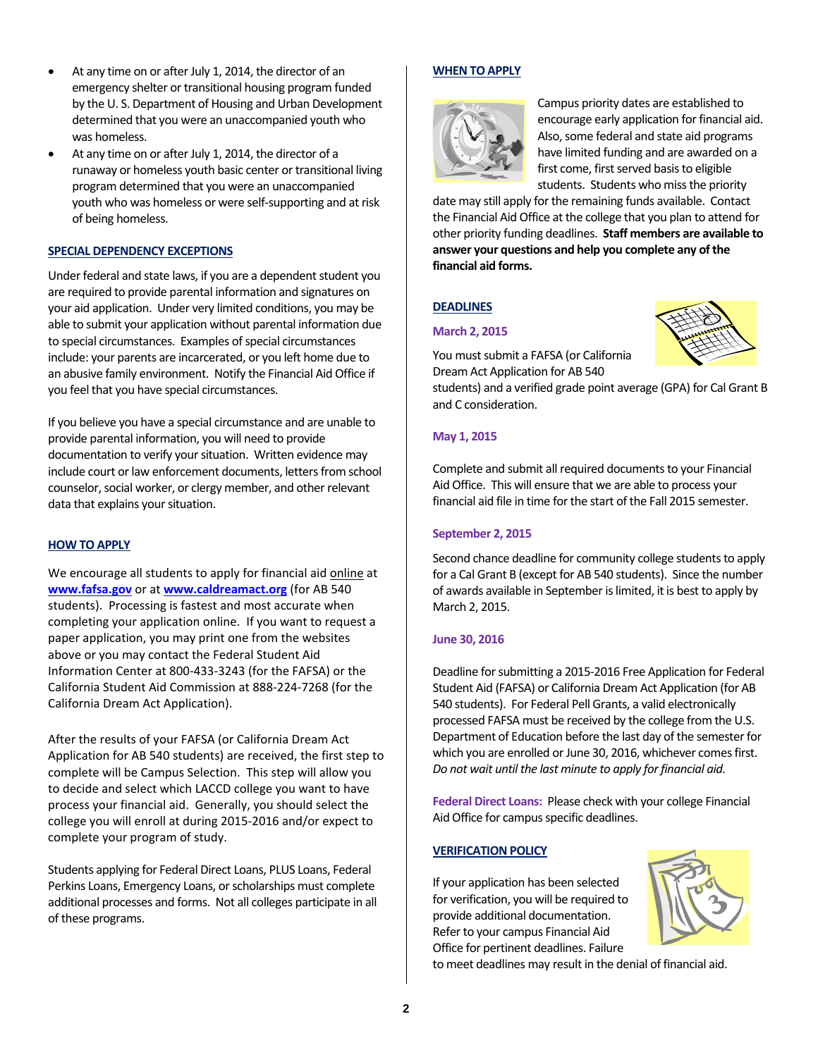- At any time on or after July 1, 2014, the director of an emergency shelter or transitional housing program funded by the U. S. Department of Housing and Urban Development determined that you were an unaccompanied youth who was homeless.
- At any time on or after July 1, 2014, the director of a runaway or homeless youth basic center or transitional living program determined that you were an unaccompanied youth who was homeless or were self-supporting and at risk of being homeless.

## SPECIAL DEPENDENCY EXCEPTIONS

Under federal and state laws, if you are a dependent student you are required to provide parental information and signatures on your aid application. Under very limited conditions, you may be able to submit your application without parental information due to special circumstances. Examples of special circumstances include: your parents are incarcerated, or you left home due to an abusive family environment. Notify the Financial Aid Office if you feel that you have special circumstances.

If you believe you have a special circumstance and are unable to provide parental information, you will need to provide documentation to verify your situation. Written evidence may include court or law enforcement documents, letters from school counselor, social worker, or clergy member, and other relevant data that explains your situation.

## HOW TO APPLY

We encourage all students to apply for financial aid online at **www.fafsa.gov** or at **www.caldreamact.org** (for AB 540 students). Processing is fastest and most accurate when completing your application online. If you want to request a paper application, you may print one from the websites above or you may contact the Federal Student Aid Information Center at 800-433-3243 (for the FAFSA) or the California Student Aid Commission at 888-224-7268 (for the California Dream Act Application).

After the results of your FAFSA (or California Dream Act Application for AB 540 students) are received, the first step to complete will be Campus Selection. This step will allow you to decide and select which LACCD college you want to have process your financial aid. Generally, you should select the college you will enroll at during 2015-2016 and/or expect to complete your program of study.

Students applying for Federal Direct Loans, PLUS Loans, Federal Perkins Loans, Emergency Loans, or scholarships must complete additional processes and forms. Not all colleges participate in all of these programs.

## WHEN TO APPLY

Campus priority dates are established to encourage early application for financial aid. Also, some federal and state aid programs have limited funding and are awarded on a first come, first served basis to eligible students. Students who miss the priority date may still apply for the remaining funds available. Contact the Financial Aid Office at the college that you plan to attend for other priority funding deadlines. **Staff members are available to answer your questions and help you complete any of the financial aid forms.**

## DEADLINES

### March 2, 2015

You must submit a FAFSA (or California Dream Act Application for AB 540 students) and a verified grade point average (GPA) for Cal Grant B and C consideration.

### May 1, 2015

Complete and submit all required documents to your Financial Aid Office. This will ensure that we are able to process your financial aid file in time for the start of the Fall 2015 semester.

### September 2, 2015

Second chance deadline for community college students to apply for a Cal Grant B (except for AB 540 students). Since the number of awards available in September is limited, it is best to apply by March 2, 2015.

### June 30, 2016

Deadline for submitting a 2015-2016 Free Application for Federal Student Aid (FAFSA) or California Dream Act Application (for AB 540 students). For Federal Pell Grants, a valid electronically processed FAFSA must be received by the college from the U.S. Department of Education before the last day of the semester for which you are enrolled or June 30, 2016, whichever comes first. *Do not wait until the last minute to apply for financial aid.*

**Federal Direct Loans:** Please check with your college Financial Aid Office for campus specific deadlines.

## VERIFICATION POLICY

If your application has been selected for verification, you will be required to provide additional documentation. Refer to your campus Financial Aid Office for pertinent deadlines. Failure to meet deadlines may result in the denial of financial aid.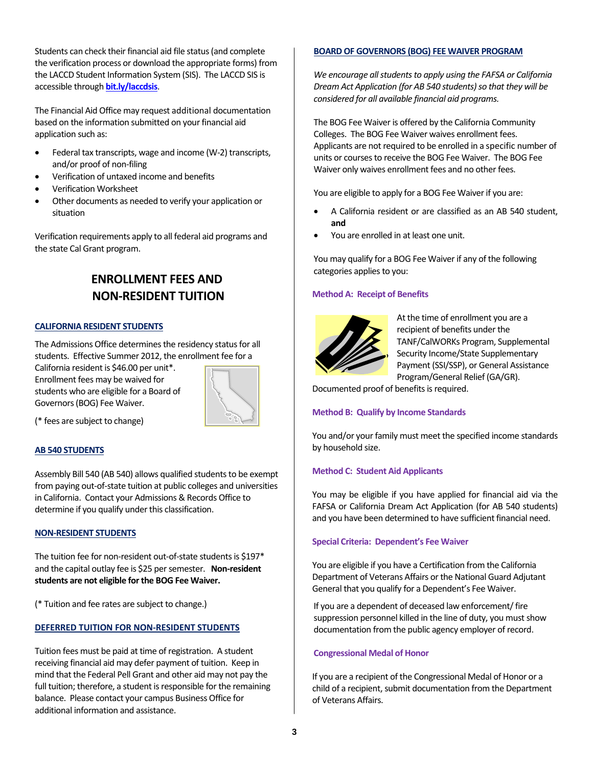Students can check their financial aid file status (and complete the verification process or download the appropriate forms) from the LACCD Student Information System (SIS). The LACCD SIS is accessible through **bit.ly/laccdsis**.

The Financial Aid Office may request additional documentation based on the information submitted on your financial aid application such as:

- Federal tax transcripts, wage and income (W-2) transcripts, and/or proof of non-filing
- Verification of untaxed income and benefits
- Verification Worksheet
- Other documents as needed to verify your application or situation

Verification requirements apply to all federal aid programs and the state Cal Grant program.

## ENROLLMENT FEES AND NON-RESIDENT TUITION

### CALIFORNIA RESIDENT STUDENTS

The Admissions Office determines the residency status for all students. Effective Summer 2012, the enrollment fee for a California resident is $46.00 per unit*. Enrollment fees may be waived for students who are eligible for a Board of Governors (BOG) Fee Waiver.

(* fees are subject to change)

### AB 540 STUDENTS

Assembly Bill 540 (AB 540) allows qualified students to be exempt from paying out-of-state tuition at public colleges and universities in California. Contact your Admissions & Records Office to determine if you qualify under this classification.

### NON-RESIDENT STUDENTS

The tuition fee for non-resident out-of-state students is $197* and the capital outlay fee is $25 per semester. **Non-resident students are not eligible for the BOG Fee Waiver.**

(* Tuition and fee rates are subject to change.)

### DEFERRED TUITION FOR NON-RESIDENT STUDENTS

Tuition fees must be paid at time of registration. A student receiving financial aid may defer payment of tuition. Keep in mind that the Federal Pell Grant and other aid may not pay the full tuition; therefore, a student is responsible for the remaining balance. Please contact your campus Business Office for additional information and assistance.

### BOARD OF GOVERNORS (BOG) FEE WAIVER PROGRAM

*We encourage all students to apply using the FAFSA or California Dream Act Application (for AB 540 students) so that they will be considered for all available financial aid programs.*

The BOG Fee Waiver is offered by the California Community Colleges. The BOG Fee Waiver waives enrollment fees. Applicants are not required to be enrolled in a specific number of units or courses to receive the BOG Fee Waiver. The BOG Fee Waiver only waives enrollment fees and no other fees.

You are eligible to apply for a BOG Fee Waiver if you are:

- A California resident or are classified as an AB 540 student, **and**
- You are enrolled in at least one unit.

You may qualify for a BOG Fee Waiver if any of the following categories applies to you:

#### Method A: Receipt of Benefits

At the time of enrollment you are a recipient of benefits under the TANF/CalWORKs Program, Supplemental Security Income/State Supplementary Payment (SSI/SSP), or General Assistance Program/General Relief (GA/GR). Documented proof of benefits is required.

#### Method B: Qualify by Income Standards

You and/or your family must meet the specified income standards by household size.

#### Method C: Student Aid Applicants

You may be eligible if you have applied for financial aid via the FAFSA or California Dream Act Application (for AB 540 students) and you have been determined to have sufficient financial need.

#### Special Criteria: Dependent's Fee Waiver

You are eligible if you have a Certification from the California Department of Veterans Affairs or the National Guard Adjutant General that you qualify for a Dependent's Fee Waiver.

If you are a dependent of deceased law enforcement/ fire suppression personnel killed in the line of duty, you must show documentation from the public agency employer of record.

#### Congressional Medal of Honor

If you are a recipient of the Congressional Medal of Honor or a child of a recipient, submit documentation from the Department of Veterans Affairs.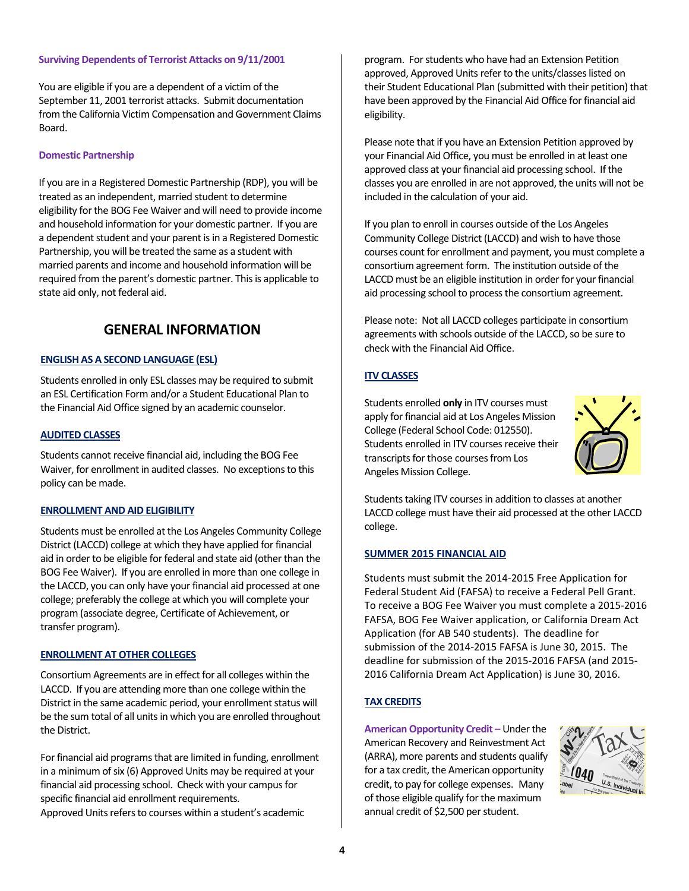### Surviving Dependents of Terrorist Attacks on 9/11/2001

You are eligible if you are a dependent of a victim of the September 11, 2001 terrorist attacks. Submit documentation from the California Victim Compensation and Government Claims Board.

### Domestic Partnership

If you are in a Registered Domestic Partnership (RDP), you will be treated as an independent, married student to determine eligibility for the BOG Fee Waiver and will need to provide income and household information for your domestic partner. If you are a dependent student and your parent is in a Registered Domestic Partnership, you will be treated the same as a student with married parents and income and household information will be required from the parent's domestic partner. This is applicable to state aid only, not federal aid.

## GENERAL INFORMATION

### ENGLISH AS A SECOND LANGUAGE (ESL)

Students enrolled in only ESL classes may be required to submit an ESL Certification Form and/or a Student Educational Plan to the Financial Aid Office signed by an academic counselor.

### AUDITED CLASSES

Students cannot receive financial aid, including the BOG Fee Waiver, for enrollment in audited classes. No exceptions to this policy can be made.

### ENROLLMENT AND AID ELIGIBILITY

Students must be enrolled at the Los Angeles Community College District (LACCD) college at which they have applied for financial aid in order to be eligible for federal and state aid (other than the BOG Fee Waiver). If you are enrolled in more than one college in the LACCD, you can only have your financial aid processed at one college; preferably the college at which you will complete your program (associate degree, Certificate of Achievement, or transfer program).

### ENROLLMENT AT OTHER COLLEGES

Consortium Agreements are in effect for all colleges within the LACCD. If you are attending more than one college within the District in the same academic period, your enrollment status will be the sum total of all units in which you are enrolled throughout the District.

For financial aid programs that are limited in funding, enrollment in a minimum of six (6) Approved Units may be required at your financial aid processing school. Check with your campus for specific financial aid enrollment requirements.
Approved Units refers to courses within a student's academic program. For students who have had an Extension Petition approved, Approved Units refer to the units/classes listed on their Student Educational Plan (submitted with their petition) that have been approved by the Financial Aid Office for financial aid eligibility.

Please note that if you have an Extension Petition approved by your Financial Aid Office, you must be enrolled in at least one approved class at your financial aid processing school. If the classes you are enrolled in are not approved, the units will not be included in the calculation of your aid.

If you plan to enroll in courses outside of the Los Angeles Community College District (LACCD) and wish to have those courses count for enrollment and payment, you must complete a consortium agreement form. The institution outside of the LACCD must be an eligible institution in order for your financial aid processing school to process the consortium agreement.

Please note: Not all LACCD colleges participate in consortium agreements with schools outside of the LACCD, so be sure to check with the Financial Aid Office.

### ITV CLASSES

Students enrolled **only** in ITV courses must apply for financial aid at Los Angeles Mission College (Federal School Code: 012550). Students enrolled in ITV courses receive their transcripts for those courses from Los Angeles Mission College.

Students taking ITV courses in addition to classes at another LACCD college must have their aid processed at the other LACCD college.

### SUMMER 2015 FINANCIAL AID

Students must submit the 2014-2015 Free Application for Federal Student Aid (FAFSA) to receive a Federal Pell Grant. To receive a BOG Fee Waiver you must complete a 2015-2016 FAFSA, BOG Fee Waiver application, or California Dream Act Application (for AB 540 students). The deadline for submission of the 2014-2015 FAFSA is June 30, 2015. The deadline for submission of the 2015-2016 FAFSA (and 2015-2016 California Dream Act Application) is June 30, 2016.

### TAX CREDITS

**American Opportunity Credit –** Under the American Recovery and Reinvestment Act (ARRA), more parents and students qualify for a tax credit, the American opportunity credit, to pay for college expenses. Many of those eligible qualify for the maximum annual credit of $2,500 per student.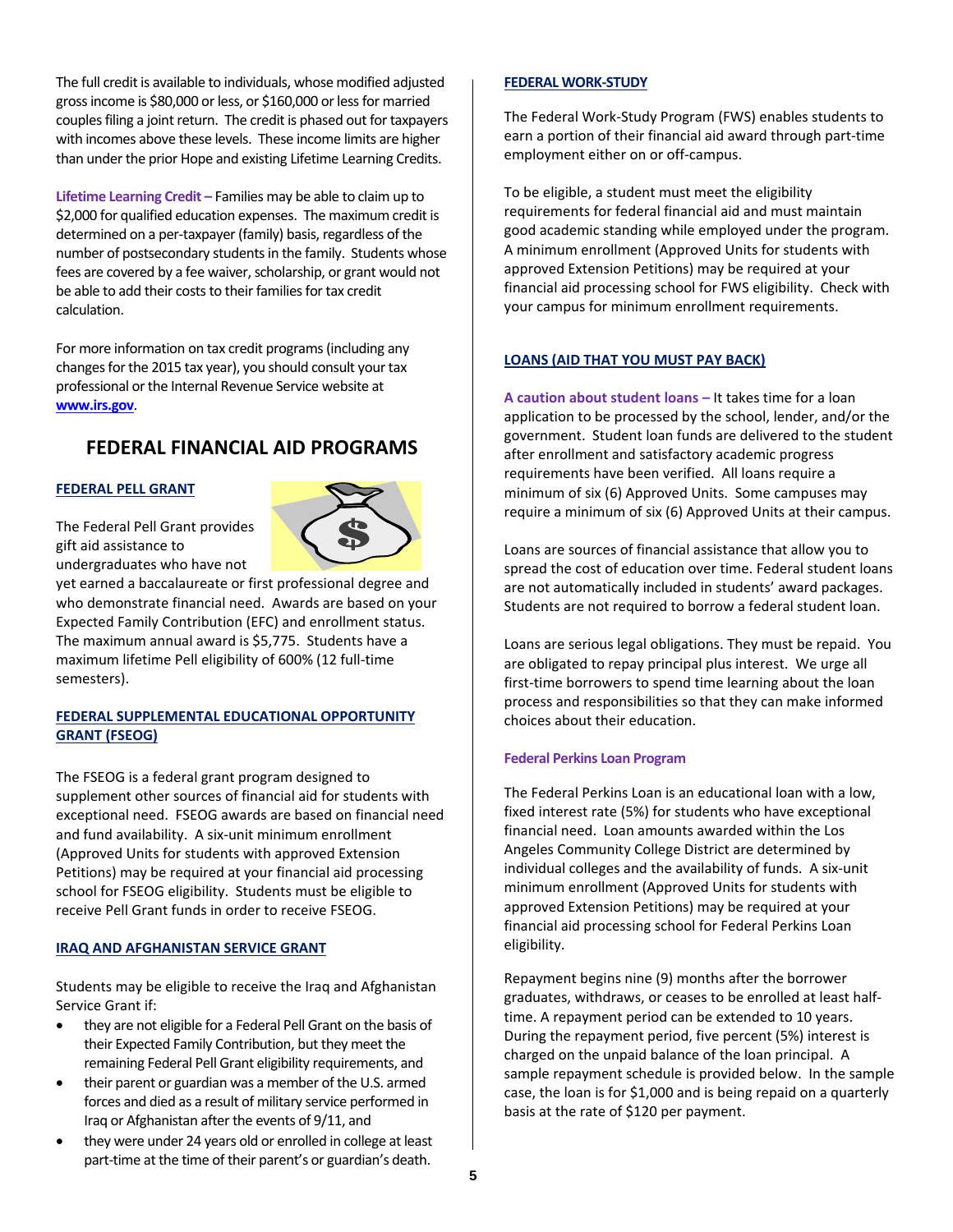The full credit is available to individuals, whose modified adjusted gross income is $80,000 or less, or $160,000 or less for married couples filing a joint return. The credit is phased out for taxpayers with incomes above these levels. These income limits are higher than under the prior Hope and existing Lifetime Learning Credits.

**Lifetime Learning Credit –** Families may be able to claim up to $2,000 for qualified education expenses. The maximum credit is determined on a per-taxpayer (family) basis, regardless of the number of postsecondary students in the family. Students whose fees are covered by a fee waiver, scholarship, or grant would not be able to add their costs to their families for tax credit calculation.

For more information on tax credit programs (including any changes for the 2015 tax year), you should consult your tax professional or the Internal Revenue Service website at **www.irs.gov**.

## FEDERAL FINANCIAL AID PROGRAMS

### FEDERAL PELL GRANT

The Federal Pell Grant provides gift aid assistance to undergraduates who have not yet earned a baccalaureate or first professional degree and who demonstrate financial need. Awards are based on your Expected Family Contribution (EFC) and enrollment status. The maximum annual award is $5,775. Students have a maximum lifetime Pell eligibility of 600% (12 full-time semesters).

### FEDERAL SUPPLEMENTAL EDUCATIONAL OPPORTUNITY GRANT (FSEOG)

The FSEOG is a federal grant program designed to supplement other sources of financial aid for students with exceptional need. FSEOG awards are based on financial need and fund availability. A six-unit minimum enrollment (Approved Units for students with approved Extension Petitions) may be required at your financial aid processing school for FSEOG eligibility. Students must be eligible to receive Pell Grant funds in order to receive FSEOG.

### IRAQ AND AFGHANISTAN SERVICE GRANT

Students may be eligible to receive the Iraq and Afghanistan Service Grant if:

- they are not eligible for a Federal Pell Grant on the basis of their Expected Family Contribution, but they meet the remaining Federal Pell Grant eligibility requirements, and
- their parent or guardian was a member of the U.S. armed forces and died as a result of military service performed in Iraq or Afghanistan after the events of 9/11, and
- they were under 24 years old or enrolled in college at least part-time at the time of their parent's or guardian's death.

### FEDERAL WORK-STUDY

The Federal Work-Study Program (FWS) enables students to earn a portion of their financial aid award through part-time employment either on or off-campus.

To be eligible, a student must meet the eligibility requirements for federal financial aid and must maintain good academic standing while employed under the program. A minimum enrollment (Approved Units for students with approved Extension Petitions) may be required at your financial aid processing school for FWS eligibility. Check with your campus for minimum enrollment requirements.

### LOANS (AID THAT YOU MUST PAY BACK)

**A caution about student loans –** It takes time for a loan application to be processed by the school, lender, and/or the government. Student loan funds are delivered to the student after enrollment and satisfactory academic progress requirements have been verified. All loans require a minimum of six (6) Approved Units. Some campuses may require a minimum of six (6) Approved Units at their campus.

Loans are sources of financial assistance that allow you to spread the cost of education over time. Federal student loans are not automatically included in students' award packages. Students are not required to borrow a federal student loan.

Loans are serious legal obligations. They must be repaid. You are obligated to repay principal plus interest. We urge all first-time borrowers to spend time learning about the loan process and responsibilities so that they can make informed choices about their education.

#### Federal Perkins Loan Program

The Federal Perkins Loan is an educational loan with a low, fixed interest rate (5%) for students who have exceptional financial need. Loan amounts awarded within the Los Angeles Community College District are determined by individual colleges and the availability of funds. A six-unit minimum enrollment (Approved Units for students with approved Extension Petitions) may be required at your financial aid processing school for Federal Perkins Loan eligibility.

Repayment begins nine (9) months after the borrower graduates, withdraws, or ceases to be enrolled at least half-time. A repayment period can be extended to 10 years. During the repayment period, five percent (5%) interest is charged on the unpaid balance of the loan principal. A sample repayment schedule is provided below. In the sample case, the loan is for $1,000 and is being repaid on a quarterly basis at the rate of $120 per payment.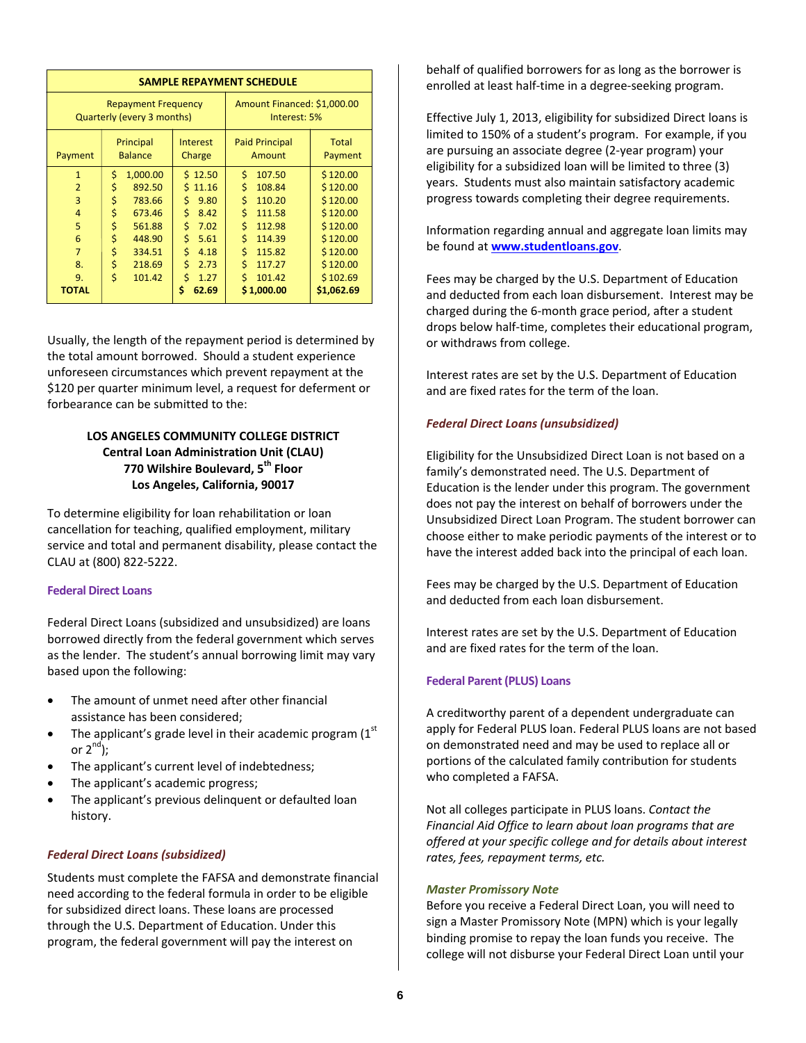| SAMPLE REPAYMENT SCHEDULE | | | | |
|---|---|---|---|---|
| Repayment Frequency Quarterly (every 3 months) | | | Amount Financed: $1,000.00 Interest: 5% | |
| Payment | Principal Balance | Interest Charge | Paid Principal Amount | Total Payment |
| 1 | $ 1,000.00 | $ 12.50 | $ 107.50 | $ 120.00 |
| 2 | $ 892.50 | $ 11.16 | $ 108.84 | $ 120.00 |
| 3 | $ 783.66 | $ 9.80 | $ 110.20 | $ 120.00 |
| 4 | $ 673.46 | $ 8.42 | $ 111.58 | $ 120.00 |
| 5 | $ 561.88 | $ 7.02 | $ 112.98 | $ 120.00 |
| 6 | $ 448.90 | $ 5.61 | $ 114.39 | $ 120.00 |
| 7 | $ 334.51 | $ 4.18 | $ 115.82 | $ 120.00 |
| 8. | $ 218.69 | $ 2.73 | $ 117.27 | $ 120.00 |
| 9. | $ 101.42 | $ 1.27 | $ 101.42 | $ 102.69 |
| **TOTAL** | | **$ 62.69** | **$ 1,000.00** | **$1,062.69** |

Usually, the length of the repayment period is determined by the total amount borrowed. Should a student experience unforeseen circumstances which prevent repayment at the $120 per quarter minimum level, a request for deferment or forbearance can be submitted to the:

**LOS ANGELES COMMUNITY COLLEGE DISTRICT**
**Central Loan Administration Unit (CLAU)**
**770 Wilshire Boulevard, 5th Floor**
**Los Angeles, California, 90017**

To determine eligibility for loan rehabilitation or loan cancellation for teaching, qualified employment, military service and total and permanent disability, please contact the CLAU at (800) 822-5222.

### Federal Direct Loans

Federal Direct Loans (subsidized and unsubsidized) are loans borrowed directly from the federal government which serves as the lender. The student's annual borrowing limit may vary based upon the following:

- The amount of unmet need after other financial assistance has been considered;
- The applicant's grade level in their academic program (1st or 2nd);
- The applicant's current level of indebtedness;
- The applicant's academic progress;
- The applicant's previous delinquent or defaulted loan history.

#### *Federal Direct Loans (subsidized)*

Students must complete the FAFSA and demonstrate financial need according to the federal formula in order to be eligible for subsidized direct loans. These loans are processed through the U.S. Department of Education. Under this program, the federal government will pay the interest on behalf of qualified borrowers for as long as the borrower is enrolled at least half-time in a degree-seeking program.

Effective July 1, 2013, eligibility for subsidized Direct loans is limited to 150% of a student's program. For example, if you are pursuing an associate degree (2-year program) your eligibility for a subsidized loan will be limited to three (3) years. Students must also maintain satisfactory academic progress towards completing their degree requirements.

Information regarding annual and aggregate loan limits may be found at **[www.studentloans.gov](http://www.studentloans.gov)**.

Fees may be charged by the U.S. Department of Education and deducted from each loan disbursement. Interest may be charged during the 6-month grace period, after a student drops below half-time, completes their educational program, or withdraws from college.

Interest rates are set by the U.S. Department of Education and are fixed rates for the term of the loan.

#### *Federal Direct Loans (unsubsidized)*

Eligibility for the Unsubsidized Direct Loan is not based on a family's demonstrated need. The U.S. Department of Education is the lender under this program. The government does not pay the interest on behalf of borrowers under the Unsubsidized Direct Loan Program. The student borrower can choose either to make periodic payments of the interest or to have the interest added back into the principal of each loan.

Fees may be charged by the U.S. Department of Education and deducted from each loan disbursement.

Interest rates are set by the U.S. Department of Education and are fixed rates for the term of the loan.

### Federal Parent (PLUS) Loans

A creditworthy parent of a dependent undergraduate can apply for Federal PLUS loan. Federal PLUS loans are not based on demonstrated need and may be used to replace all or portions of the calculated family contribution for students who completed a FAFSA.

Not all colleges participate in PLUS loans. *Contact the Financial Aid Office to learn about loan programs that are offered at your specific college and for details about interest rates, fees, repayment terms, etc.*

#### *Master Promissory Note*

Before you receive a Federal Direct Loan, you will need to sign a Master Promissory Note (MPN) which is your legally binding promise to repay the loan funds you receive. The college will not disburse your Federal Direct Loan until your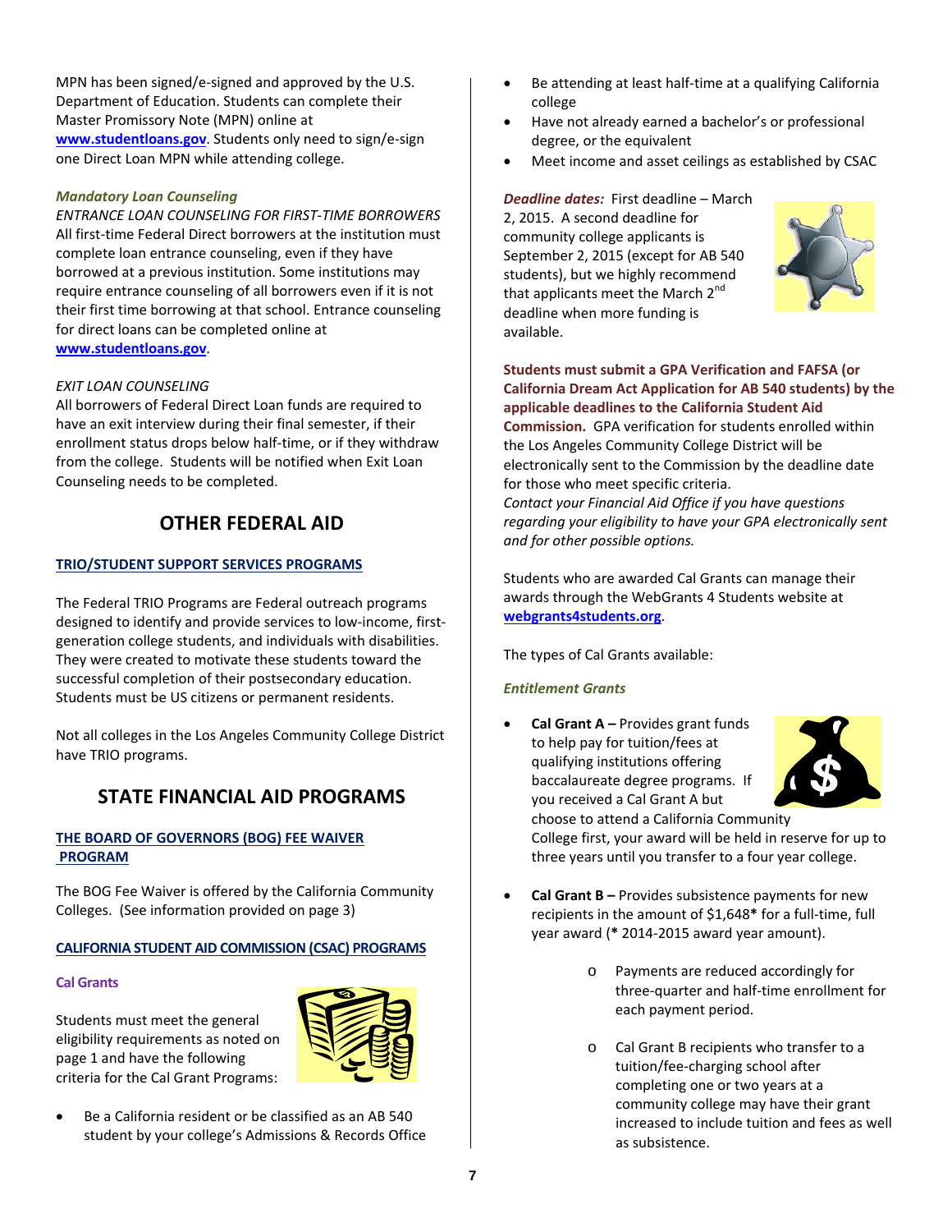MPN has been signed/e-signed and approved by the U.S. Department of Education. Students can complete their Master Promissory Note (MPN) online at **www.studentloans.gov**. Students only need to sign/e-sign one Direct Loan MPN while attending college.

***Mandatory Loan Counseling***

*ENTRANCE LOAN COUNSELING FOR FIRST-TIME BORROWERS*

All first-time Federal Direct borrowers at the institution must complete loan entrance counseling, even if they have borrowed at a previous institution. Some institutions may require entrance counseling of all borrowers even if it is not their first time borrowing at that school. Entrance counseling for direct loans can be completed online at **www.studentloans.gov**.

*EXIT LOAN COUNSELING*

All borrowers of Federal Direct Loan funds are required to have an exit interview during their final semester, if their enrollment status drops below half-time, or if they withdraw from the college. Students will be notified when Exit Loan Counseling needs to be completed.

## OTHER FEDERAL AID

### TRIO/STUDENT SUPPORT SERVICES PROGRAMS

The Federal TRIO Programs are Federal outreach programs designed to identify and provide services to low-income, first-generation college students, and individuals with disabilities. They were created to motivate these students toward the successful completion of their postsecondary education. Students must be US citizens or permanent residents.

Not all colleges in the Los Angeles Community College District have TRIO programs.

## STATE FINANCIAL AID PROGRAMS

### THE BOARD OF GOVERNORS (BOG) FEE WAIVER PROGRAM

The BOG Fee Waiver is offered by the California Community Colleges. (See information provided on page 3)

### CALIFORNIA STUDENT AID COMMISSION (CSAC) PROGRAMS

**Cal Grants**

Students must meet the general eligibility requirements as noted on page 1 and have the following criteria for the Cal Grant Programs:

- Be a California resident or be classified as an AB 540 student by your college's Admissions & Records Office
- Be attending at least half-time at a qualifying California college
- Have not already earned a bachelor's or professional degree, or the equivalent
- Meet income and asset ceilings as established by CSAC

***Deadline dates:*** First deadline – March 2, 2015. A second deadline for community college applicants is September 2, 2015 (except for AB 540 students), but we highly recommend that applicants meet the March 2nd deadline when more funding is available.

**Students must submit a GPA Verification and FAFSA (or California Dream Act Application for AB 540 students) by the applicable deadlines to the California Student Aid Commission.** GPA verification for students enrolled within the Los Angeles Community College District will be electronically sent to the Commission by the deadline date for those who meet specific criteria.

*Contact your Financial Aid Office if you have questions regarding your eligibility to have your GPA electronically sent and for other possible options.*

Students who are awarded Cal Grants can manage their awards through the WebGrants 4 Students website at **webgrants4students.org**.

The types of Cal Grants available:

***Entitlement Grants***

- **Cal Grant A –** Provides grant funds to help pay for tuition/fees at qualifying institutions offering baccalaureate degree programs. If you received a Cal Grant A but choose to attend a California Community College first, your award will be held in reserve for up to three years until you transfer to a four year college.

- **Cal Grant B –** Provides subsistence payments for new recipients in the amount of $1,648**\*** for a full-time, full year award (**\*** 2014-2015 award year amount).
    - Payments are reduced accordingly for three-quarter and half-time enrollment for each payment period.
    - Cal Grant B recipients who transfer to a tuition/fee-charging school after completing one or two years at a community college may have their grant increased to include tuition and fees as well as subsistence.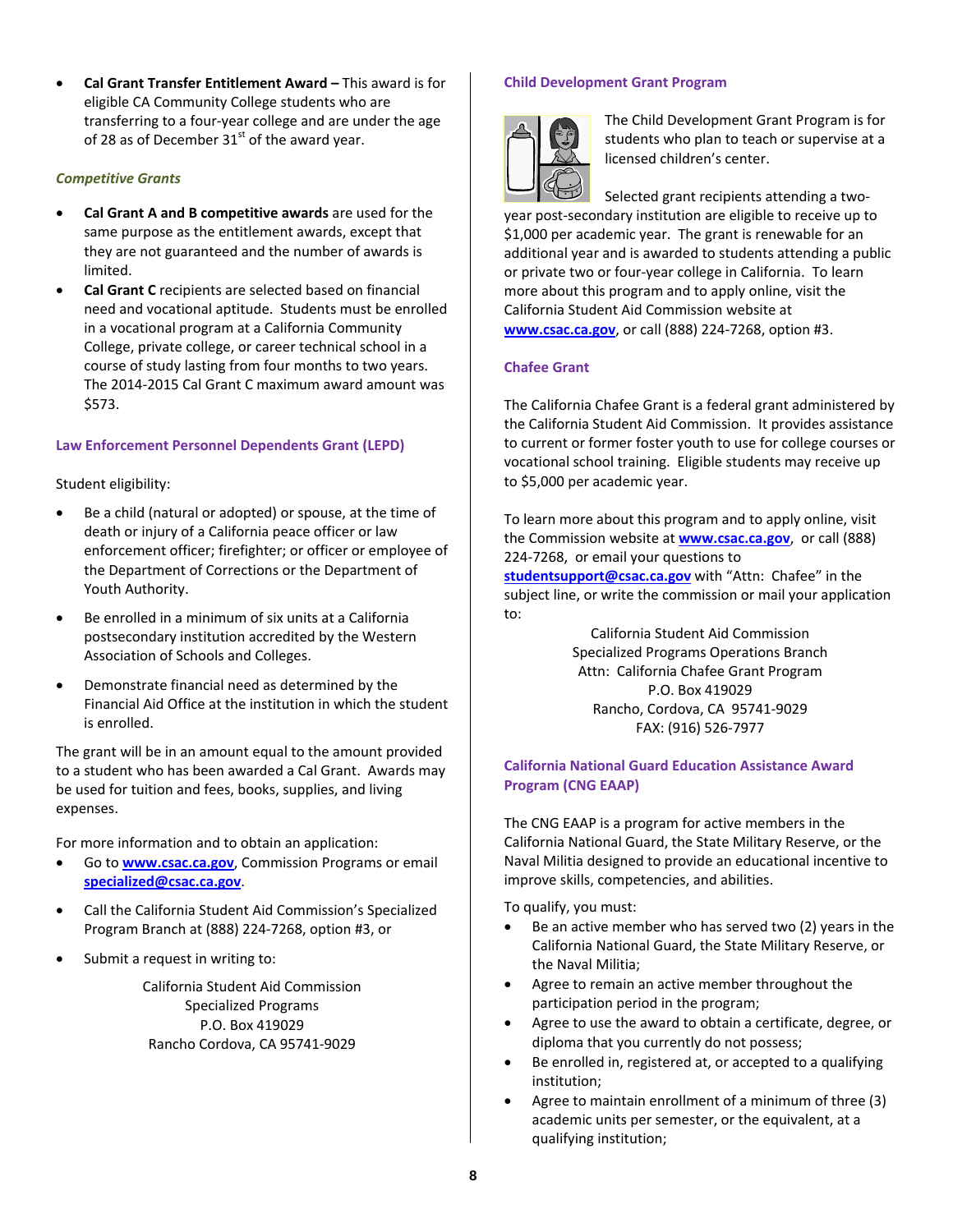- **Cal Grant Transfer Entitlement Award –** This award is for eligible CA Community College students who are transferring to a four-year college and are under the age of 28 as of December 31st of the award year.

### *Competitive Grants*

- **Cal Grant A and B competitive awards** are used for the same purpose as the entitlement awards, except that they are not guaranteed and the number of awards is limited.
- **Cal Grant C** recipients are selected based on financial need and vocational aptitude. Students must be enrolled in a vocational program at a California Community College, private college, or career technical school in a course of study lasting from four months to two years. The 2014-2015 Cal Grant C maximum award amount was $573.

### Law Enforcement Personnel Dependents Grant (LEPD)

Student eligibility:

- Be a child (natural or adopted) or spouse, at the time of death or injury of a California peace officer or law enforcement officer; firefighter; or officer or employee of the Department of Corrections or the Department of Youth Authority.
- Be enrolled in a minimum of six units at a California postsecondary institution accredited by the Western Association of Schools and Colleges.
- Demonstrate financial need as determined by the Financial Aid Office at the institution in which the student is enrolled.

The grant will be in an amount equal to the amount provided to a student who has been awarded a Cal Grant. Awards may be used for tuition and fees, books, supplies, and living expenses.

For more information and to obtain an application:

- Go to **www.csac.ca.gov**, Commission Programs or email **specialized@csac.ca.gov**.
- Call the California Student Aid Commission's Specialized Program Branch at (888) 224-7268, option #3, or
- Submit a request in writing to:

California Student Aid Commission
Specialized Programs
P.O. Box 419029
Rancho Cordova, CA 95741-9029

### Child Development Grant Program

The Child Development Grant Program is for students who plan to teach or supervise at a licensed children's center.

Selected grant recipients attending a two-year post-secondary institution are eligible to receive up to $1,000 per academic year. The grant is renewable for an additional year and is awarded to students attending a public or private two or four-year college in California. To learn more about this program and to apply online, visit the California Student Aid Commission website at **www.csac.ca.gov**, or call (888) 224-7268, option #3.

### Chafee Grant

The California Chafee Grant is a federal grant administered by the California Student Aid Commission. It provides assistance to current or former foster youth to use for college courses or vocational school training. Eligible students may receive up to $5,000 per academic year.

To learn more about this program and to apply online, visit the Commission website at **www.csac.ca.gov**, or call (888) 224-7268, or email your questions to **studentsupport@csac.ca.gov** with "Attn: Chafee" in the subject line, or write the commission or mail your application to:

California Student Aid Commission
Specialized Programs Operations Branch
Attn: California Chafee Grant Program
P.O. Box 419029
Rancho, Cordova, CA 95741-9029
FAX: (916) 526-7977

### California National Guard Education Assistance Award Program (CNG EAAP)

The CNG EAAP is a program for active members in the California National Guard, the State Military Reserve, or the Naval Militia designed to provide an educational incentive to improve skills, competencies, and abilities.

To qualify, you must:

- Be an active member who has served two (2) years in the California National Guard, the State Military Reserve, or the Naval Militia;
- Agree to remain an active member throughout the participation period in the program;
- Agree to use the award to obtain a certificate, degree, or diploma that you currently do not possess;
- Be enrolled in, registered at, or accepted to a qualifying institution;
- Agree to maintain enrollment of a minimum of three (3) academic units per semester, or the equivalent, at a qualifying institution;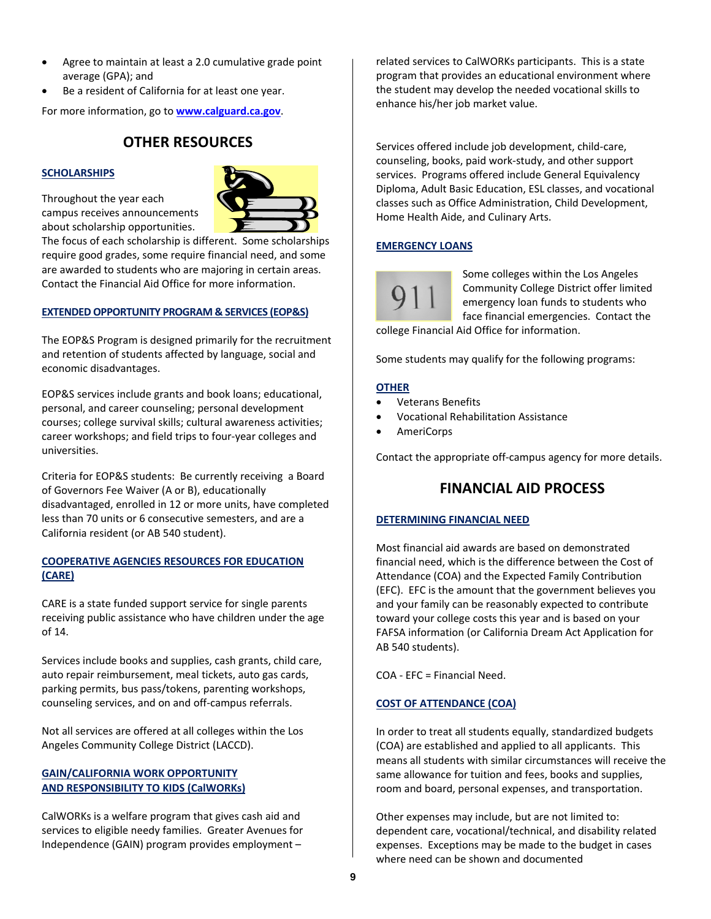- Agree to maintain at least a 2.0 cumulative grade point average (GPA); and
- Be a resident of California for at least one year.

For more information, go to **www.calguard.ca.gov**.

## OTHER RESOURCES

### SCHOLARSHIPS

Throughout the year each campus receives announcements about scholarship opportunities. The focus of each scholarship is different. Some scholarships require good grades, some require financial need, and some are awarded to students who are majoring in certain areas. Contact the Financial Aid Office for more information.

### EXTENDED OPPORTUNITY PROGRAM & SERVICES (EOP&S)

The EOP&S Program is designed primarily for the recruitment and retention of students affected by language, social and economic disadvantages.

EOP&S services include grants and book loans; educational, personal, and career counseling; personal development courses; college survival skills; cultural awareness activities; career workshops; and field trips to four-year colleges and universities.

Criteria for EOP&S students: Be currently receiving a Board of Governors Fee Waiver (A or B), educationally disadvantaged, enrolled in 12 or more units, have completed less than 70 units or 6 consecutive semesters, and are a California resident (or AB 540 student).

### COOPERATIVE AGENCIES RESOURCES FOR EDUCATION (CARE)

CARE is a state funded support service for single parents receiving public assistance who have children under the age of 14.

Services include books and supplies, cash grants, child care, auto repair reimbursement, meal tickets, auto gas cards, parking permits, bus pass/tokens, parenting workshops, counseling services, and on and off-campus referrals.

Not all services are offered at all colleges within the Los Angeles Community College District (LACCD).

### GAIN/CALIFORNIA WORK OPPORTUNITY AND RESPONSIBILITY TO KIDS (CalWORKs)

CalWORKs is a welfare program that gives cash aid and services to eligible needy families. Greater Avenues for Independence (GAIN) program provides employment – related services to CalWORKs participants. This is a state program that provides an educational environment where the student may develop the needed vocational skills to enhance his/her job market value.

Services offered include job development, child-care, counseling, books, paid work-study, and other support services. Programs offered include General Equivalency Diploma, Adult Basic Education, ESL classes, and vocational classes such as Office Administration, Child Development, Home Health Aide, and Culinary Arts.

### EMERGENCY LOANS

Some colleges within the Los Angeles Community College District offer limited emergency loan funds to students who face financial emergencies. Contact the college Financial Aid Office for information.

Some students may qualify for the following programs:

### OTHER

- Veterans Benefits
- Vocational Rehabilitation Assistance
- AmeriCorps

Contact the appropriate off-campus agency for more details.

## FINANCIAL AID PROCESS

### DETERMINING FINANCIAL NEED

Most financial aid awards are based on demonstrated financial need, which is the difference between the Cost of Attendance (COA) and the Expected Family Contribution (EFC). EFC is the amount that the government believes you and your family can be reasonably expected to contribute toward your college costs this year and is based on your FAFSA information (or California Dream Act Application for AB 540 students).

COA - EFC = Financial Need.

### COST OF ATTENDANCE (COA)

In order to treat all students equally, standardized budgets (COA) are established and applied to all applicants. This means all students with similar circumstances will receive the same allowance for tuition and fees, books and supplies, room and board, personal expenses, and transportation.

Other expenses may include, but are not limited to: dependent care, vocational/technical, and disability related expenses. Exceptions may be made to the budget in cases where need can be shown and documented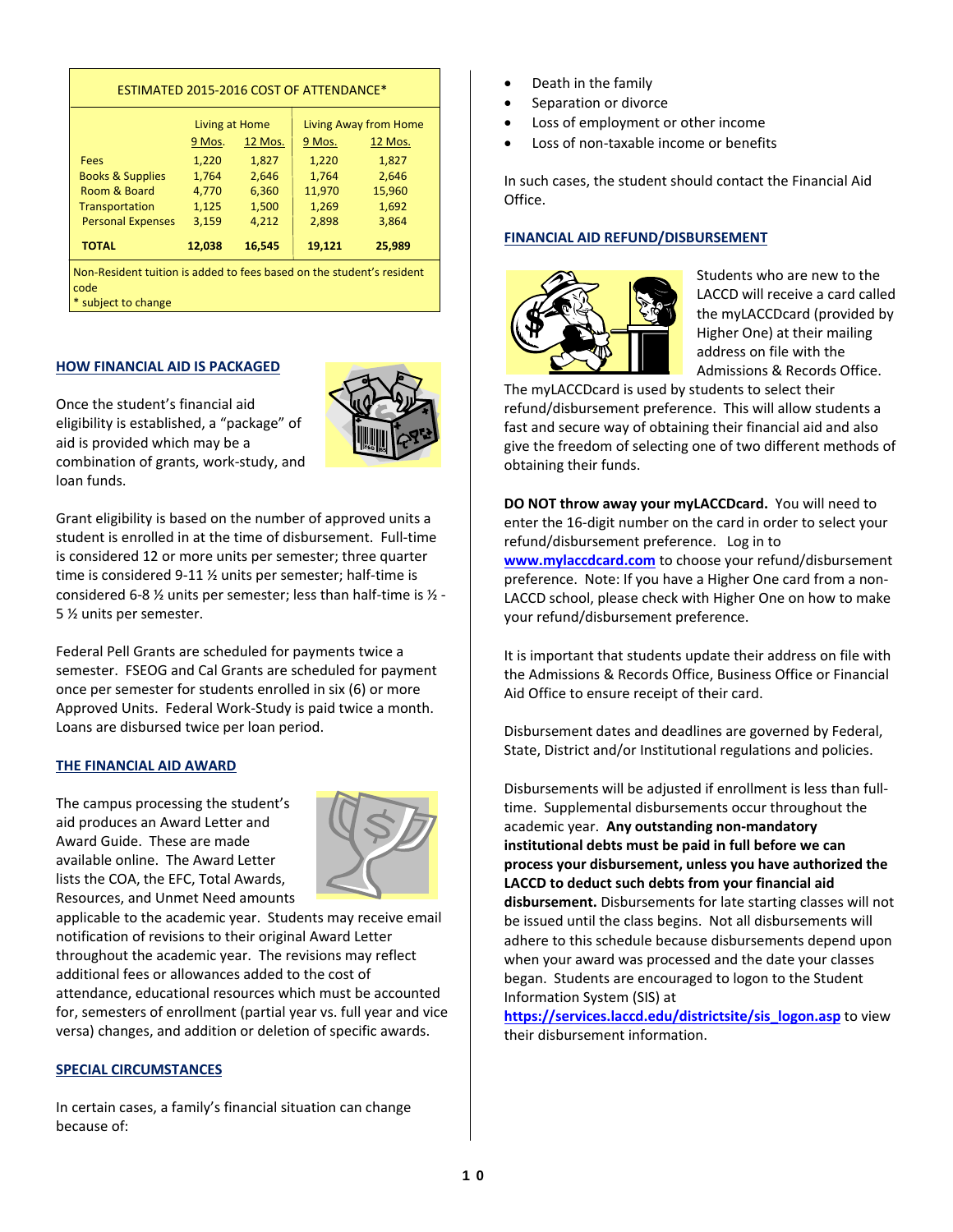ESTIMATED 2015-2016 COST OF ATTENDANCE*

| | Living at Home | | Living Away from Home | |
|---|---|---|---|---|
| | 9 Mos. | 12 Mos. | 9 Mos. | 12 Mos. |
| Fees | 1,220 | 1,827 | 1,220 | 1,827 |
| Books & Supplies | 1,764 | 2,646 | 1,764 | 2,646 |
| Room & Board | 4,770 | 6,360 | 11,970 | 15,960 |
| Transportation | 1,125 | 1,500 | 1,269 | 1,692 |
| Personal Expenses | 3,159 | 4,212 | 2,898 | 3,864 |
| **TOTAL** | **12,038** | **16,545** | **19,121** | **25,989** |

Non-Resident tuition is added to fees based on the student's resident code
* subject to change

## HOW FINANCIAL AID IS PACKAGED

Once the student's financial aid eligibility is established, a "package" of aid is provided which may be a combination of grants, work-study, and loan funds.

Grant eligibility is based on the number of approved units a student is enrolled in at the time of disbursement. Full-time is considered 12 or more units per semester; three quarter time is considered 9-11 ½ units per semester; half-time is considered 6-8 ½ units per semester; less than half-time is ½ - 5 ½ units per semester.

Federal Pell Grants are scheduled for payments twice a semester. FSEOG and Cal Grants are scheduled for payment once per semester for students enrolled in six (6) or more Approved Units. Federal Work-Study is paid twice a month. Loans are disbursed twice per loan period.

## THE FINANCIAL AID AWARD

The campus processing the student's aid produces an Award Letter and Award Guide. These are made available online. The Award Letter lists the COA, the EFC, Total Awards, Resources, and Unmet Need amounts applicable to the academic year. Students may receive email notification of revisions to their original Award Letter throughout the academic year. The revisions may reflect additional fees or allowances added to the cost of attendance, educational resources which must be accounted for, semesters of enrollment (partial year vs. full year and vice versa) changes, and addition or deletion of specific awards.

## SPECIAL CIRCUMSTANCES

In certain cases, a family's financial situation can change because of:

- Death in the family
- Separation or divorce
- Loss of employment or other income
- Loss of non-taxable income or benefits

In such cases, the student should contact the Financial Aid Office.

## FINANCIAL AID REFUND/DISBURSEMENT

Students who are new to the LACCD will receive a card called the myLACCDcard (provided by Higher One) at their mailing address on file with the Admissions & Records Office. The myLACCDcard is used by students to select their refund/disbursement preference. This will allow students a fast and secure way of obtaining their financial aid and also give the freedom of selecting one of two different methods of obtaining their funds.

**DO NOT throw away your myLACCDcard.** You will need to enter the 16-digit number on the card in order to select your refund/disbursement preference. Log in to www.mylaccdcard.com to choose your refund/disbursement preference. Note: If you have a Higher One card from a non-LACCD school, please check with Higher One on how to make your refund/disbursement preference.

It is important that students update their address on file with the Admissions & Records Office, Business Office or Financial Aid Office to ensure receipt of their card.

Disbursement dates and deadlines are governed by Federal, State, District and/or Institutional regulations and policies.

Disbursements will be adjusted if enrollment is less than full-time. Supplemental disbursements occur throughout the academic year. **Any outstanding non-mandatory institutional debts must be paid in full before we can process your disbursement, unless you have authorized the LACCD to deduct such debts from your financial aid disbursement.** Disbursements for late starting classes will not be issued until the class begins. Not all disbursements will adhere to this schedule because disbursements depend upon when your award was processed and the date your classes began. Students are encouraged to logon to the Student Information System (SIS) at https://services.laccd.edu/districtsite/sis_logon.asp to view their disbursement information.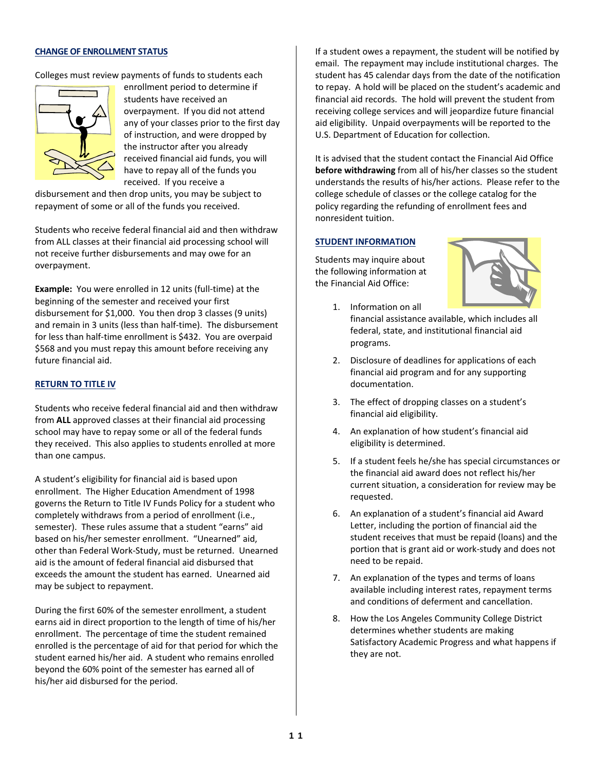## CHANGE OF ENROLLMENT STATUS

Colleges must review payments of funds to students each enrollment period to determine if students have received an overpayment. If you did not attend any of your classes prior to the first day of instruction, and were dropped by the instructor after you already received financial aid funds, you will have to repay all of the funds you received. If you receive a disbursement and then drop units, you may be subject to repayment of some or all of the funds you received.

Students who receive federal financial aid and then withdraw from ALL classes at their financial aid processing school will not receive further disbursements and may owe for an overpayment.

**Example:** You were enrolled in 12 units (full-time) at the beginning of the semester and received your first disbursement for $1,000. You then drop 3 classes (9 units) and remain in 3 units (less than half-time). The disbursement for less than half-time enrollment is $432. You are overpaid $568 and you must repay this amount before receiving any future financial aid.

## RETURN TO TITLE IV

Students who receive federal financial aid and then withdraw from **ALL** approved classes at their financial aid processing school may have to repay some or all of the federal funds they received. This also applies to students enrolled at more than one campus.

A student's eligibility for financial aid is based upon enrollment. The Higher Education Amendment of 1998 governs the Return to Title IV Funds Policy for a student who completely withdraws from a period of enrollment (i.e., semester). These rules assume that a student "earns" aid based on his/her semester enrollment. "Unearned" aid, other than Federal Work-Study, must be returned. Unearned aid is the amount of federal financial aid disbursed that exceeds the amount the student has earned. Unearned aid may be subject to repayment.

During the first 60% of the semester enrollment, a student earns aid in direct proportion to the length of time of his/her enrollment. The percentage of time the student remained enrolled is the percentage of aid for that period for which the student earned his/her aid. A student who remains enrolled beyond the 60% point of the semester has earned all of his/her aid disbursed for the period.

If a student owes a repayment, the student will be notified by email. The repayment may include institutional charges. The student has 45 calendar days from the date of the notification to repay. A hold will be placed on the student's academic and financial aid records. The hold will prevent the student from receiving college services and will jeopardize future financial aid eligibility. Unpaid overpayments will be reported to the U.S. Department of Education for collection.

It is advised that the student contact the Financial Aid Office **before withdrawing** from all of his/her classes so the student understands the results of his/her actions. Please refer to the college schedule of classes or the college catalog for the policy regarding the refunding of enrollment fees and nonresident tuition.

## STUDENT INFORMATION

Students may inquire about the following information at the Financial Aid Office:

1. Information on all financial assistance available, which includes all federal, state, and institutional financial aid programs.
2. Disclosure of deadlines for applications of each financial aid program and for any supporting documentation.
3. The effect of dropping classes on a student's financial aid eligibility.
4. An explanation of how student's financial aid eligibility is determined.
5. If a student feels he/she has special circumstances or the financial aid award does not reflect his/her current situation, a consideration for review may be requested.
6. An explanation of a student's financial aid Award Letter, including the portion of financial aid the student receives that must be repaid (loans) and the portion that is grant aid or work-study and does not need to be repaid.
7. An explanation of the types and terms of loans available including interest rates, repayment terms and conditions of deferment and cancellation.
8. How the Los Angeles Community College District determines whether students are making Satisfactory Academic Progress and what happens if they are not.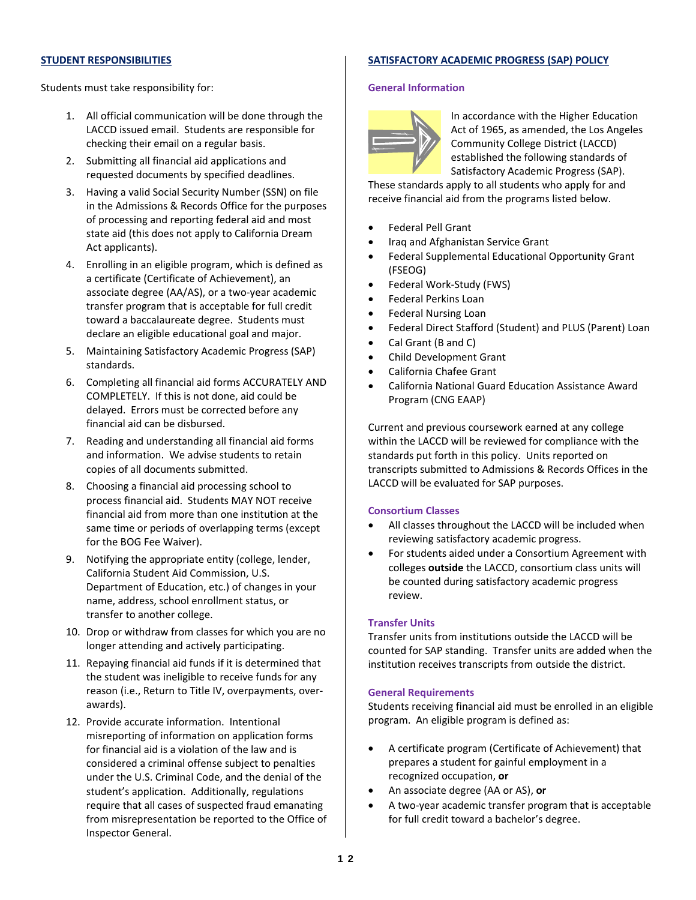## STUDENT RESPONSIBILITIES

Students must take responsibility for:

1. All official communication will be done through the LACCD issued email. Students are responsible for checking their email on a regular basis.
2. Submitting all financial aid applications and requested documents by specified deadlines.
3. Having a valid Social Security Number (SSN) on file in the Admissions & Records Office for the purposes of processing and reporting federal aid and most state aid (this does not apply to California Dream Act applicants).
4. Enrolling in an eligible program, which is defined as a certificate (Certificate of Achievement), an associate degree (AA/AS), or a two-year academic transfer program that is acceptable for full credit toward a baccalaureate degree. Students must declare an eligible educational goal and major.
5. Maintaining Satisfactory Academic Progress (SAP) standards.
6. Completing all financial aid forms ACCURATELY AND COMPLETELY. If this is not done, aid could be delayed. Errors must be corrected before any financial aid can be disbursed.
7. Reading and understanding all financial aid forms and information. We advise students to retain copies of all documents submitted.
8. Choosing a financial aid processing school to process financial aid. Students MAY NOT receive financial aid from more than one institution at the same time or periods of overlapping terms (except for the BOG Fee Waiver).
9. Notifying the appropriate entity (college, lender, California Student Aid Commission, U.S. Department of Education, etc.) of changes in your name, address, school enrollment status, or transfer to another college.
10. Drop or withdraw from classes for which you are no longer attending and actively participating.
11. Repaying financial aid funds if it is determined that the student was ineligible to receive funds for any reason (i.e., Return to Title IV, overpayments, over-awards).
12. Provide accurate information. Intentional misreporting of information on application forms for financial aid is a violation of the law and is considered a criminal offense subject to penalties under the U.S. Criminal Code, and the denial of the student's application. Additionally, regulations require that all cases of suspected fraud emanating from misrepresentation be reported to the Office of Inspector General.

## SATISFACTORY ACADEMIC PROGRESS (SAP) POLICY

### General Information

In accordance with the Higher Education Act of 1965, as amended, the Los Angeles Community College District (LACCD) established the following standards of Satisfactory Academic Progress (SAP). These standards apply to all students who apply for and receive financial aid from the programs listed below.

- Federal Pell Grant
- Iraq and Afghanistan Service Grant
- Federal Supplemental Educational Opportunity Grant (FSEOG)
- Federal Work-Study (FWS)
- Federal Perkins Loan
- Federal Nursing Loan
- Federal Direct Stafford (Student) and PLUS (Parent) Loan
- Cal Grant (B and C)
- Child Development Grant
- California Chafee Grant
- California National Guard Education Assistance Award Program (CNG EAAP)

Current and previous coursework earned at any college within the LACCD will be reviewed for compliance with the standards put forth in this policy. Units reported on transcripts submitted to Admissions & Records Offices in the LACCD will be evaluated for SAP purposes.

### Consortium Classes

- All classes throughout the LACCD will be included when reviewing satisfactory academic progress.
- For students aided under a Consortium Agreement with colleges **outside** the LACCD, consortium class units will be counted during satisfactory academic progress review.

### Transfer Units

Transfer units from institutions outside the LACCD will be counted for SAP standing. Transfer units are added when the institution receives transcripts from outside the district.

### General Requirements

Students receiving financial aid must be enrolled in an eligible program. An eligible program is defined as:

- A certificate program (Certificate of Achievement) that prepares a student for gainful employment in a recognized occupation, **or**
- An associate degree (AA or AS), **or**
- A two-year academic transfer program that is acceptable for full credit toward a bachelor's degree.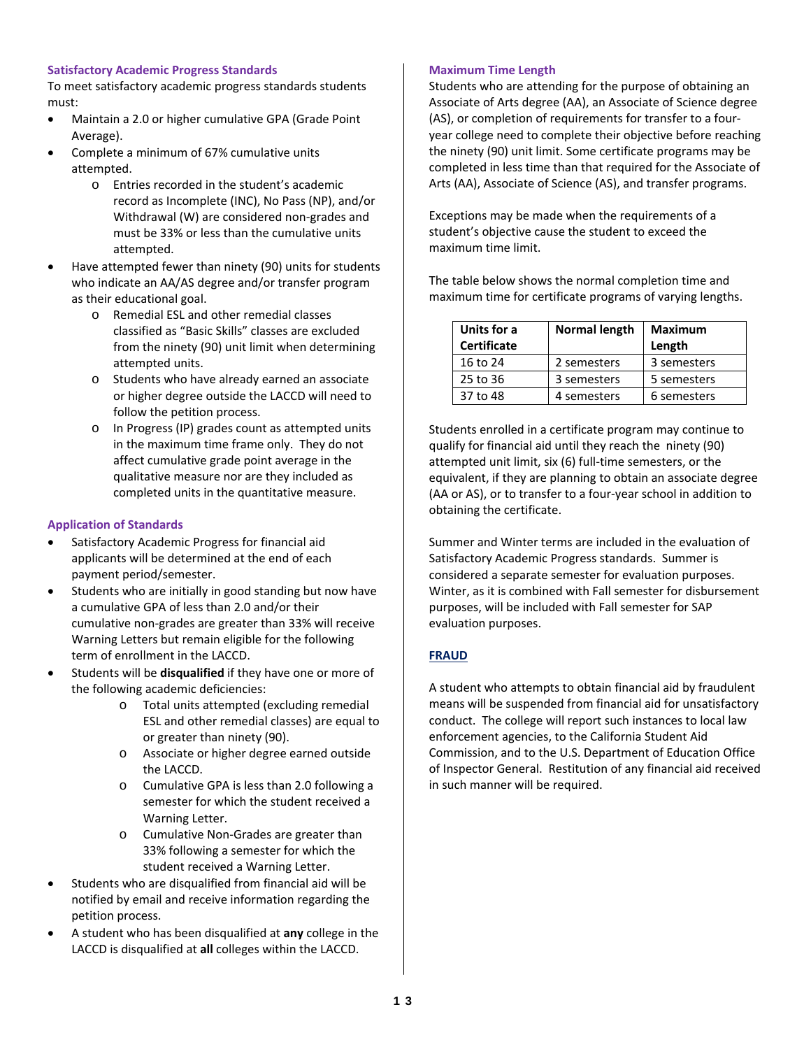### Satisfactory Academic Progress Standards

To meet satisfactory academic progress standards students must:

- Maintain a 2.0 or higher cumulative GPA (Grade Point Average).
- Complete a minimum of 67% cumulative units attempted.
  - Entries recorded in the student's academic record as Incomplete (INC), No Pass (NP), and/or Withdrawal (W) are considered non-grades and must be 33% or less than the cumulative units attempted.
- Have attempted fewer than ninety (90) units for students who indicate an AA/AS degree and/or transfer program as their educational goal.
  - Remedial ESL and other remedial classes classified as "Basic Skills" classes are excluded from the ninety (90) unit limit when determining attempted units.
  - Students who have already earned an associate or higher degree outside the LACCD will need to follow the petition process.
  - In Progress (IP) grades count as attempted units in the maximum time frame only. They do not affect cumulative grade point average in the qualitative measure nor are they included as completed units in the quantitative measure.

### Application of Standards

- Satisfactory Academic Progress for financial aid applicants will be determined at the end of each payment period/semester.
- Students who are initially in good standing but now have a cumulative GPA of less than 2.0 and/or their cumulative non-grades are greater than 33% will receive Warning Letters but remain eligible for the following term of enrollment in the LACCD.
- Students will be **disqualified** if they have one or more of the following academic deficiencies:
  - Total units attempted (excluding remedial ESL and other remedial classes) are equal to or greater than ninety (90).
  - Associate or higher degree earned outside the LACCD.
  - Cumulative GPA is less than 2.0 following a semester for which the student received a Warning Letter.
  - Cumulative Non-Grades are greater than 33% following a semester for which the student received a Warning Letter.
- Students who are disqualified from financial aid will be notified by email and receive information regarding the petition process.
- A student who has been disqualified at **any** college in the LACCD is disqualified at **all** colleges within the LACCD.

### Maximum Time Length

Students who are attending for the purpose of obtaining an Associate of Arts degree (AA), an Associate of Science degree (AS), or completion of requirements for transfer to a four-year college need to complete their objective before reaching the ninety (90) unit limit. Some certificate programs may be completed in less time than that required for the Associate of Arts (AA), Associate of Science (AS), and transfer programs.

Exceptions may be made when the requirements of a student's objective cause the student to exceed the maximum time limit.

The table below shows the normal completion time and maximum time for certificate programs of varying lengths.

| Units for a Certificate | Normal length | Maximum Length |
|---|---|---|
| 16 to 24 | 2 semesters | 3 semesters |
| 25 to 36 | 3 semesters | 5 semesters |
| 37 to 48 | 4 semesters | 6 semesters |

Students enrolled in a certificate program may continue to qualify for financial aid until they reach the ninety (90) attempted unit limit, six (6) full-time semesters, or the equivalent, if they are planning to obtain an associate degree (AA or AS), or to transfer to a four-year school in addition to obtaining the certificate.

Summer and Winter terms are included in the evaluation of Satisfactory Academic Progress standards. Summer is considered a separate semester for evaluation purposes. Winter, as it is combined with Fall semester for disbursement purposes, will be included with Fall semester for SAP evaluation purposes.

### FRAUD

A student who attempts to obtain financial aid by fraudulent means will be suspended from financial aid for unsatisfactory conduct. The college will report such instances to local law enforcement agencies, to the California Student Aid Commission, and to the U.S. Department of Education Office of Inspector General. Restitution of any financial aid received in such manner will be required.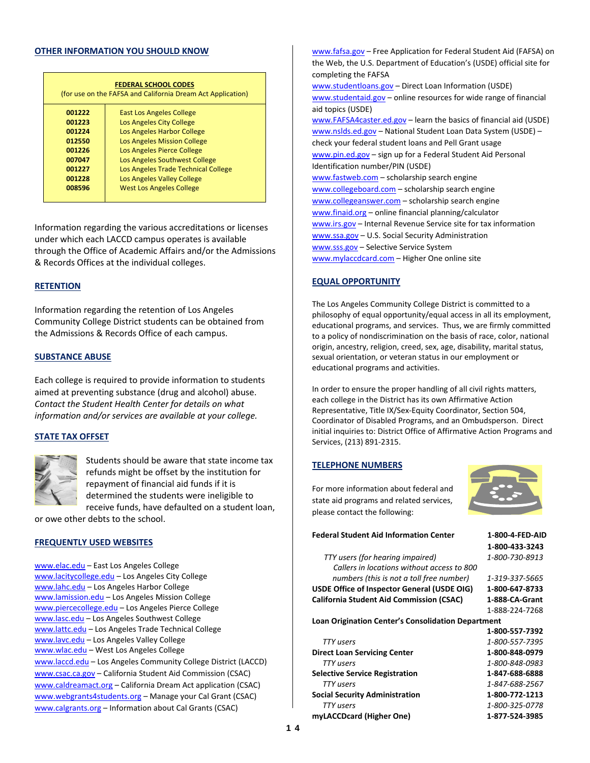## OTHER INFORMATION YOU SHOULD KNOW

| FEDERAL SCHOOL CODES (for use on the FAFSA and California Dream Act Application) | |
|---|---|
| 001222 | East Los Angeles College |
| 001223 | Los Angeles City College |
| 001224 | Los Angeles Harbor College |
| 012550 | Los Angeles Mission College |
| 001226 | Los Angeles Pierce College |
| 007047 | Los Angeles Southwest College |
| 001227 | Los Angeles Trade Technical College |
| 001228 | Los Angeles Valley College |
| 008596 | West Los Angeles College |

Information regarding the various accreditations or licenses under which each LACCD campus operates is available through the Office of Academic Affairs and/or the Admissions & Records Offices at the individual colleges.

## RETENTION

Information regarding the retention of Los Angeles Community College District students can be obtained from the Admissions & Records Office of each campus.

## SUBSTANCE ABUSE

Each college is required to provide information to students aimed at preventing substance (drug and alcohol) abuse. *Contact the Student Health Center for details on what information and/or services are available at your college.*

## STATE TAX OFFSET

Students should be aware that state income tax refunds might be offset by the institution for repayment of financial aid funds if it is determined the students were ineligible to receive funds, have defaulted on a student loan, or owe other debts to the school.

## FREQUENTLY USED WEBSITES

www.elac.edu – East Los Angeles College
www.lacitycollege.edu – Los Angeles City College
www.lahc.edu – Los Angeles Harbor College
www.lamission.edu – Los Angeles Mission College
www.piercecollege.edu – Los Angeles Pierce College
www.lasc.edu – Los Angeles Southwest College
www.lattc.edu – Los Angeles Trade Technical College
www.lavc.edu – Los Angeles Valley College
www.wlac.edu – West Los Angeles College
www.laccd.edu – Los Angeles Community College District (LACCD)
www.csac.ca.gov – California Student Aid Commission (CSAC)
www.caldreamact.org – California Dream Act application (CSAC)
www.webgrants4students.org – Manage your Cal Grant (CSAC)
www.calgrants.org – Information about Cal Grants (CSAC)
www.fafsa.gov – Free Application for Federal Student Aid (FAFSA) on the Web, the U.S. Department of Education's (USDE) official site for completing the FAFSA
www.studentloans.gov – Direct Loan Information (USDE)
www.studentaid.gov – online resources for wide range of financial aid topics (USDE)
www.FAFSA4caster.ed.gov – learn the basics of financial aid (USDE)
www.nslds.ed.gov – National Student Loan Data System (USDE) – check your federal student loans and Pell Grant usage
www.pin.ed.gov – sign up for a Federal Student Aid Personal Identification number/PIN (USDE)
www.fastweb.com – scholarship search engine
www.collegeboard.com – scholarship search engine
www.collegeanswer.com – scholarship search engine
www.finaid.org – online financial planning/calculator
www.irs.gov – Internal Revenue Service site for tax information
www.ssa.gov – U.S. Social Security Administration
www.sss.gov – Selective Service System
www.mylaccdcard.com – Higher One online site

## EQUAL OPPORTUNITY

The Los Angeles Community College District is committed to a philosophy of equal opportunity/equal access in all its employment, educational programs, and services. Thus, we are firmly committed to a policy of nondiscrimination on the basis of race, color, national origin, ancestry, religion, creed, sex, age, disability, marital status, sexual orientation, or veteran status in our employment or educational programs and activities.

In order to ensure the proper handling of all civil rights matters, each college in the District has its own Affirmative Action Representative, Title IX/Sex-Equity Coordinator, Section 504, Coordinator of Disabled Programs, and an Ombudsperson. Direct initial inquiries to: District Office of Affirmative Action Programs and Services, (213) 891-2315.

## TELEPHONE NUMBERS

For more information about federal and state aid programs and related services, please contact the following:

| | |
|---|---|
| **Federal Student Aid Information Center** | **1-800-4-FED-AID** |
| | **1-800-433-3243** |
| *TTY users (for hearing impaired)* | *1-800-730-8913* |
| *Callers in locations without access to 800 numbers (this is not a toll free number)* | *1-319-337-5665* |
| **USDE Office of Inspector General (USDE OIG)** | **1-800-647-8733** |
| **California Student Aid Commission (CSAC)** | **1-888-CA-Grant** |
| | 1-888-224-7268 |
| **Loan Origination Center's Consolidation Department** | **1-800-557-7392** |
| *TTY users* | *1-800-557-7395* |
| **Direct Loan Servicing Center** | **1-800-848-0979** |
| *TTY users* | *1-800-848-0983* |
| **Selective Service Registration** | **1-847-688-6888** |
| *TTY users* | *1-847-688-2567* |
| **Social Security Administration** | **1-800-772-1213** |
| *TTY users* | *1-800-325-0778* |
| **myLACCDcard (Higher One)** | **1-877-524-3985** |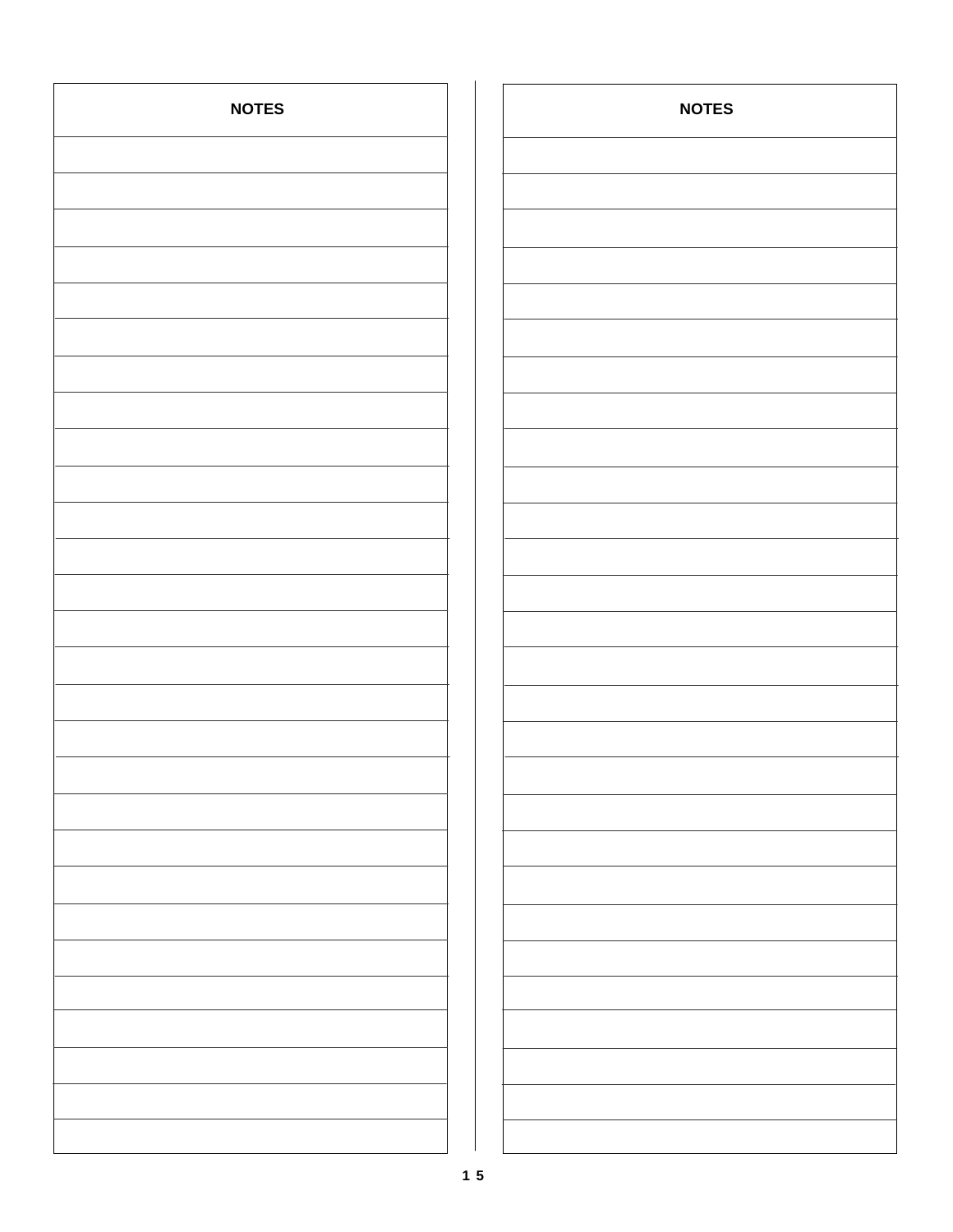## NOTES

## NOTES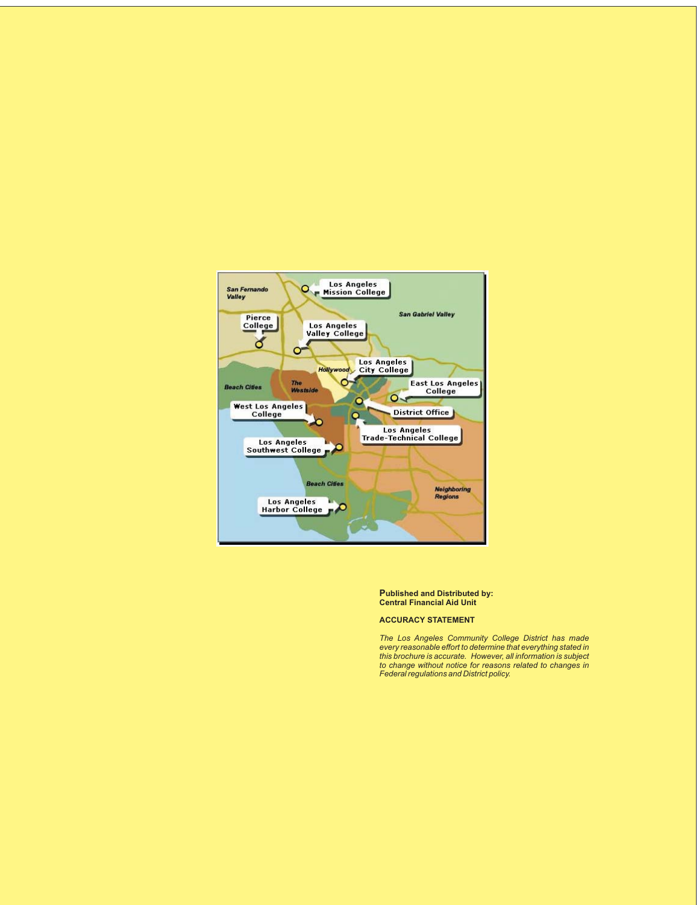Los Angeles Mission College

San Fernando Valley

San Gabriel Valley

Pierce College

Los Angeles Valley College

Hollywood

Los Angeles City College

East Los Angeles College

Beach Cities

The Westside

District Office

West Los Angeles College

Los Angeles Trade-Technical College

Los Angeles Southwest College

Beach Cities

Neighboring Regions

Los Angeles Harbor College

**Published and Distributed by:**
**Central Financial Aid Unit**

**ACCURACY STATEMENT**

*The Los Angeles Community College District has made every reasonable effort to determine that everything stated in this brochure is accurate. However, all information is subject to change without notice for reasons related to changes in Federal regulations and District policy.*